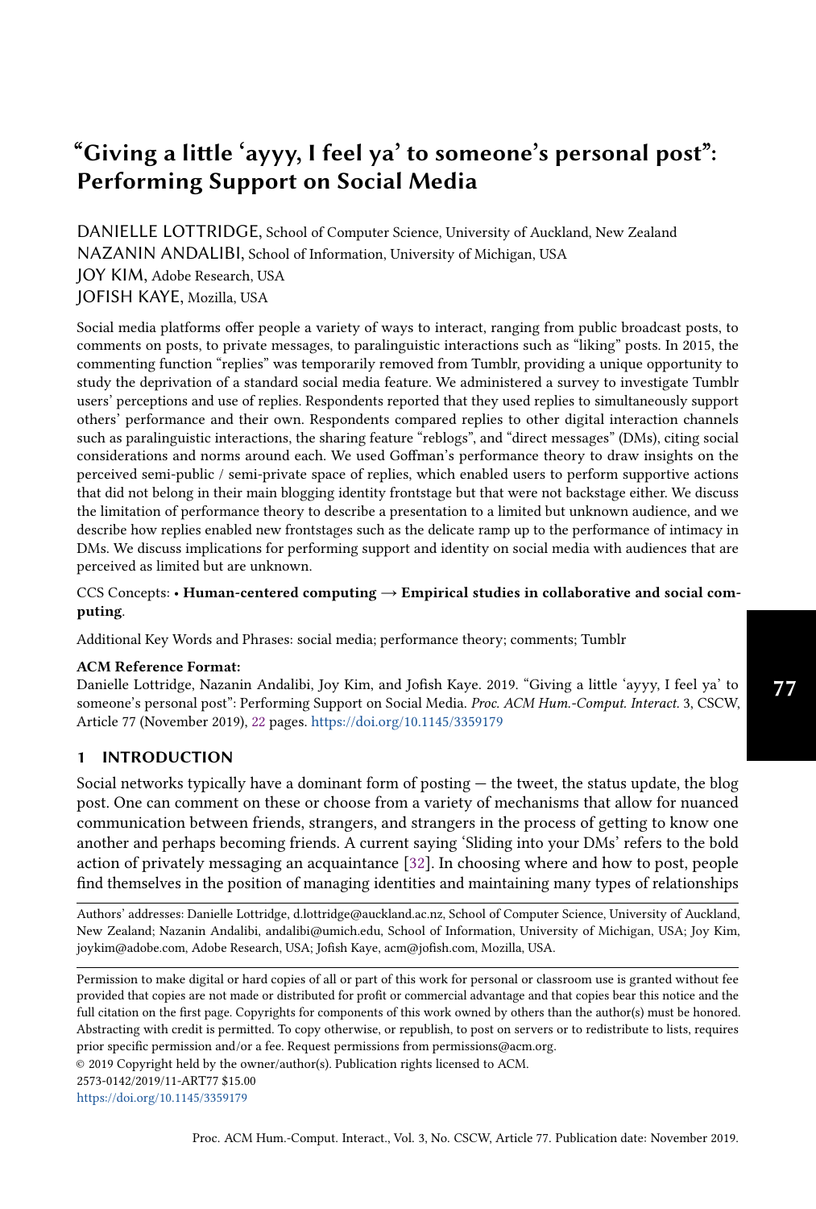# "Giving a little 'ayyy, I feel ya' to someone's personal post": Performing Support on Social Media

DANIELLE LOTTRIDGE, School of Computer Science, University of Auckland, New Zealand
NAZANIN ANDALIBI, School of Information, University of Michigan, USA
JOY KIM, Adobe Research, USA
JOFISH KAYE, Mozilla, USA

Social media platforms offer people a variety of ways to interact, ranging from public broadcast posts, to comments on posts, to private messages, to paralinguistic interactions such as "liking" posts. In 2015, the commenting function "replies" was temporarily removed from Tumblr, providing a unique opportunity to study the deprivation of a standard social media feature. We administered a survey to investigate Tumblr users' perceptions and use of replies. Respondents reported that they used replies to simultaneously support others' performance and their own. Respondents compared replies to other digital interaction channels such as paralinguistic interactions, the sharing feature "reblogs", and "direct messages" (DMs), citing social considerations and norms around each. We used Goffman's performance theory to draw insights on the perceived semi-public / semi-private space of replies, which enabled users to perform supportive actions that did not belong in their main blogging identity frontstage but that were not backstage either. We discuss the limitation of performance theory to describe a presentation to a limited but unknown audience, and we describe how replies enabled new frontstages such as the delicate ramp up to the performance of intimacy in DMs. We discuss implications for performing support and identity on social media with audiences that are perceived as limited but are unknown.

CCS Concepts: • **Human-centered computing → Empirical studies in collaborative and social computing**.

Additional Key Words and Phrases: social media; performance theory; comments; Tumblr

**ACM Reference Format:**
Danielle Lottridge, Nazanin Andalibi, Joy Kim, and Jofish Kaye. 2019. "Giving a little 'ayyy, I feel ya' to someone's personal post": Performing Support on Social Media. *Proc. ACM Hum.-Comput. Interact.* 3, CSCW, Article 77 (November 2019), 22 pages. https://doi.org/10.1145/3359179

## 1 INTRODUCTION

Social networks typically have a dominant form of posting — the tweet, the status update, the blog post. One can comment on these or choose from a variety of mechanisms that allow for nuanced communication between friends, strangers, and strangers in the process of getting to know one another and perhaps becoming friends. A current saying 'Sliding into your DMs' refers to the bold action of privately messaging an acquaintance [32]. In choosing where and how to post, people find themselves in the position of managing identities and maintaining many types of relationships

Authors' addresses: Danielle Lottridge, d.lottridge@auckland.ac.nz, School of Computer Science, University of Auckland, New Zealand; Nazanin Andalibi, andalibi@umich.edu, School of Information, University of Michigan, USA; Joy Kim, joykim@adobe.com, Adobe Research, USA; Jofish Kaye, acm@jofish.com, Mozilla, USA.

Permission to make digital or hard copies of all or part of this work for personal or classroom use is granted without fee provided that copies are not made or distributed for profit or commercial advantage and that copies bear this notice and the full citation on the first page. Copyrights for components of this work owned by others than the author(s) must be honored. Abstracting with credit is permitted. To copy otherwise, or republish, to post on servers or to redistribute to lists, requires prior specific permission and/or a fee. Request permissions from permissions@acm.org.
© 2019 Copyright held by the owner/author(s). Publication rights licensed to ACM.
2573-0142/2019/11-ART77 $15.00
https://doi.org/10.1145/3359179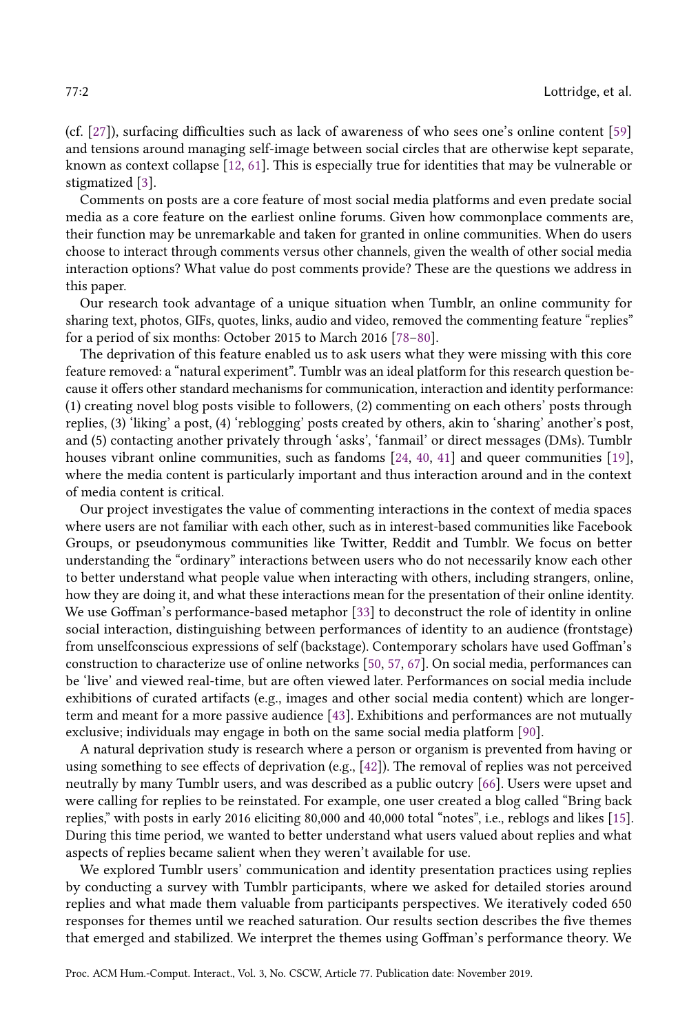(cf. [27]), surfacing difficulties such as lack of awareness of who sees one's online content [59] and tensions around managing self-image between social circles that are otherwise kept separate, known as context collapse [12, 61]. This is especially true for identities that may be vulnerable or stigmatized [3].

Comments on posts are a core feature of most social media platforms and even predate social media as a core feature on the earliest online forums. Given how commonplace comments are, their function may be unremarkable and taken for granted in online communities. When do users choose to interact through comments versus other channels, given the wealth of other social media interaction options? What value do post comments provide? These are the questions we address in this paper.

Our research took advantage of a unique situation when Tumblr, an online community for sharing text, photos, GIFs, quotes, links, audio and video, removed the commenting feature "replies" for a period of six months: October 2015 to March 2016 [78–80].

The deprivation of this feature enabled us to ask users what they were missing with this core feature removed: a "natural experiment". Tumblr was an ideal platform for this research question because it offers other standard mechanisms for communication, interaction and identity performance: (1) creating novel blog posts visible to followers, (2) commenting on each others' posts through replies, (3) 'liking' a post, (4) 'reblogging' posts created by others, akin to 'sharing' another's post, and (5) contacting another privately through 'asks', 'fanmail' or direct messages (DMs). Tumblr houses vibrant online communities, such as fandoms [24, 40, 41] and queer communities [19], where the media content is particularly important and thus interaction around and in the context of media content is critical.

Our project investigates the value of commenting interactions in the context of media spaces where users are not familiar with each other, such as in interest-based communities like Facebook Groups, or pseudonymous communities like Twitter, Reddit and Tumblr. We focus on better understanding the "ordinary" interactions between users who do not necessarily know each other to better understand what people value when interacting with others, including strangers, online, how they are doing it, and what these interactions mean for the presentation of their online identity. We use Goffman's performance-based metaphor [33] to deconstruct the role of identity in online social interaction, distinguishing between performances of identity to an audience (frontstage) from unselfconscious expressions of self (backstage). Contemporary scholars have used Goffman's construction to characterize use of online networks [50, 57, 67]. On social media, performances can be 'live' and viewed real-time, but are often viewed later. Performances on social media include exhibitions of curated artifacts (e.g., images and other social media content) which are longer-term and meant for a more passive audience [43]. Exhibitions and performances are not mutually exclusive; individuals may engage in both on the same social media platform [90].

A natural deprivation study is research where a person or organism is prevented from having or using something to see effects of deprivation (e.g., [42]). The removal of replies was not perceived neutrally by many Tumblr users, and was described as a public outcry [66]. Users were upset and were calling for replies to be reinstated. For example, one user created a blog called "Bring back replies," with posts in early 2016 eliciting 80,000 and 40,000 total "notes", i.e., reblogs and likes [15]. During this time period, we wanted to better understand what users valued about replies and what aspects of replies became salient when they weren't available for use.

We explored Tumblr users' communication and identity presentation practices using replies by conducting a survey with Tumblr participants, where we asked for detailed stories around replies and what made them valuable from participants perspectives. We iteratively coded 650 responses for themes until we reached saturation. Our results section describes the five themes that emerged and stabilized. We interpret the themes using Goffman's performance theory. We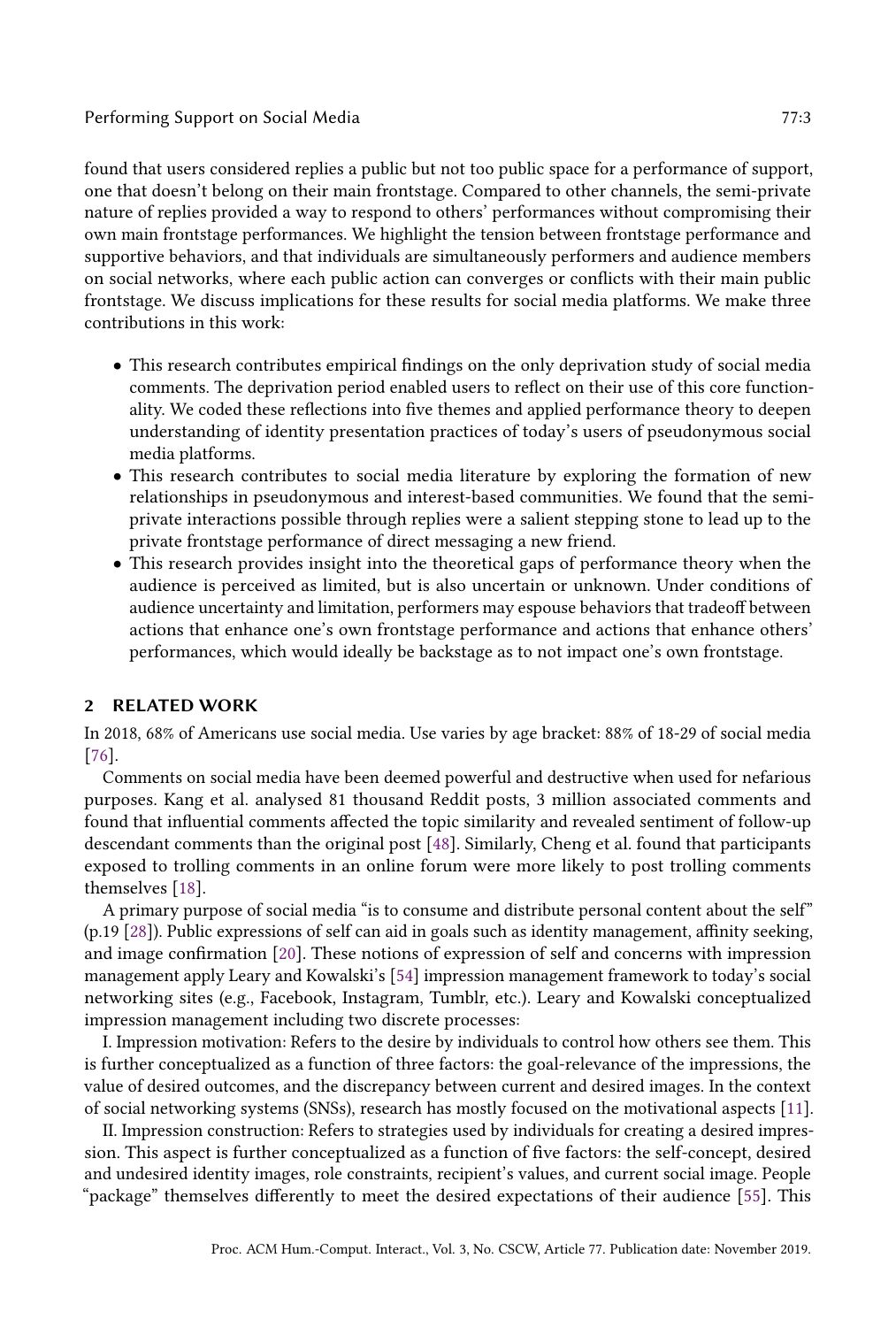found that users considered replies a public but not too public space for a performance of support, one that doesn't belong on their main frontstage. Compared to other channels, the semi-private nature of replies provided a way to respond to others' performances without compromising their own main frontstage performances. We highlight the tension between frontstage performance and supportive behaviors, and that individuals are simultaneously performers and audience members on social networks, where each public action can converges or conflicts with their main public frontstage. We discuss implications for these results for social media platforms. We make three contributions in this work:

- This research contributes empirical findings on the only deprivation study of social media comments. The deprivation period enabled users to reflect on their use of this core functionality. We coded these reflections into five themes and applied performance theory to deepen understanding of identity presentation practices of today's users of pseudonymous social media platforms.
- This research contributes to social media literature by exploring the formation of new relationships in pseudonymous and interest-based communities. We found that the semi-private interactions possible through replies were a salient stepping stone to lead up to the private frontstage performance of direct messaging a new friend.
- This research provides insight into the theoretical gaps of performance theory when the audience is perceived as limited, but is also uncertain or unknown. Under conditions of audience uncertainty and limitation, performers may espouse behaviors that tradeoff between actions that enhance one's own frontstage performance and actions that enhance others' performances, which would ideally be backstage as to not impact one's own frontstage.

## 2 RELATED WORK

In 2018, 68% of Americans use social media. Use varies by age bracket: 88% of 18-29 of social media [76].

Comments on social media have been deemed powerful and destructive when used for nefarious purposes. Kang et al. analysed 81 thousand Reddit posts, 3 million associated comments and found that influential comments affected the topic similarity and revealed sentiment of follow-up descendant comments than the original post [48]. Similarly, Cheng et al. found that participants exposed to trolling comments in an online forum were more likely to post trolling comments themselves [18].

A primary purpose of social media "is to consume and distribute personal content about the self" (p.19 [28]). Public expressions of self can aid in goals such as identity management, affinity seeking, and image confirmation [20]. These notions of expression of self and concerns with impression management apply Leary and Kowalski's [54] impression management framework to today's social networking sites (e.g., Facebook, Instagram, Tumblr, etc.). Leary and Kowalski conceptualized impression management including two discrete processes:

I. Impression motivation: Refers to the desire by individuals to control how others see them. This is further conceptualized as a function of three factors: the goal-relevance of the impressions, the value of desired outcomes, and the discrepancy between current and desired images. In the context of social networking systems (SNSs), research has mostly focused on the motivational aspects [11].

II. Impression construction: Refers to strategies used by individuals for creating a desired impression. This aspect is further conceptualized as a function of five factors: the self-concept, desired and undesired identity images, role constraints, recipient's values, and current social image. People "package" themselves differently to meet the desired expectations of their audience [55]. This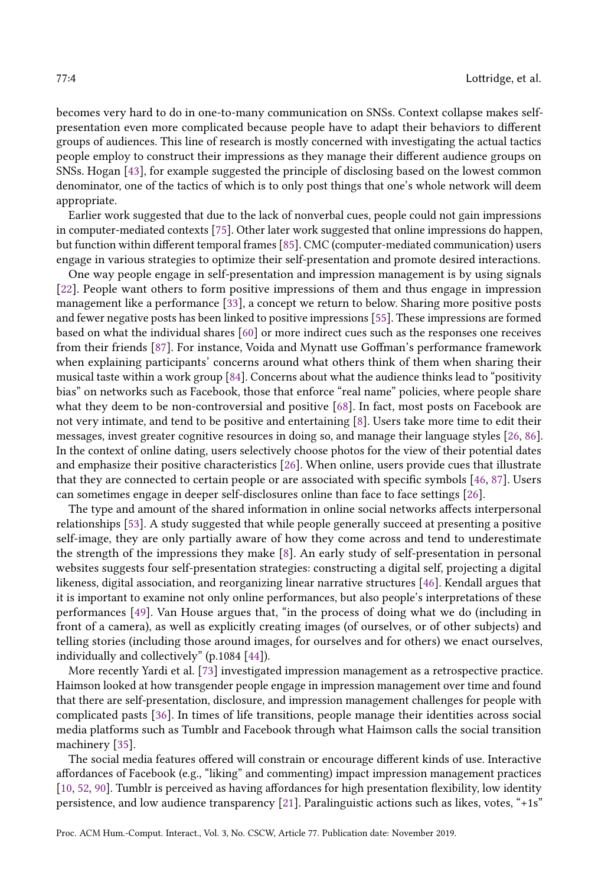becomes very hard to do in one-to-many communication on SNSs. Context collapse makes self-presentation even more complicated because people have to adapt their behaviors to different groups of audiences. This line of research is mostly concerned with investigating the actual tactics people employ to construct their impressions as they manage their different audience groups on SNSs. Hogan [43], for example suggested the principle of disclosing based on the lowest common denominator, one of the tactics of which is to only post things that one's whole network will deem appropriate.

Earlier work suggested that due to the lack of nonverbal cues, people could not gain impressions in computer-mediated contexts [75]. Other later work suggested that online impressions do happen, but function within different temporal frames [85]. CMC (computer-mediated communication) users engage in various strategies to optimize their self-presentation and promote desired interactions.

One way people engage in self-presentation and impression management is by using signals [22]. People want others to form positive impressions of them and thus engage in impression management like a performance [33], a concept we return to below. Sharing more positive posts and fewer negative posts has been linked to positive impressions [55]. These impressions are formed based on what the individual shares [60] or more indirect cues such as the responses one receives from their friends [87]. For instance, Voida and Mynatt use Goffman's performance framework when explaining participants' concerns around what others think of them when sharing their musical taste within a work group [84]. Concerns about what the audience thinks lead to "positivity bias" on networks such as Facebook, those that enforce "real name" policies, where people share what they deem to be non-controversial and positive [68]. In fact, most posts on Facebook are not very intimate, and tend to be positive and entertaining [8]. Users take more time to edit their messages, invest greater cognitive resources in doing so, and manage their language styles [26, 86]. In the context of online dating, users selectively choose photos for the view of their potential dates and emphasize their positive characteristics [26]. When online, users provide cues that illustrate that they are connected to certain people or are associated with specific symbols [46, 87]. Users can sometimes engage in deeper self-disclosures online than face to face settings [26].

The type and amount of the shared information in online social networks affects interpersonal relationships [53]. A study suggested that while people generally succeed at presenting a positive self-image, they are only partially aware of how they come across and tend to underestimate the strength of the impressions they make [8]. An early study of self-presentation in personal websites suggests four self-presentation strategies: constructing a digital self, projecting a digital likeness, digital association, and reorganizing linear narrative structures [46]. Kendall argues that it is important to examine not only online performances, but also people's interpretations of these performances [49]. Van House argues that, "in the process of doing what we do (including in front of a camera), as well as explicitly creating images (of ourselves, or of other subjects) and telling stories (including those around images, for ourselves and for others) we enact ourselves, individually and collectively" (p.1084 [44]).

More recently Yardi et al. [73] investigated impression management as a retrospective practice. Haimson looked at how transgender people engage in impression management over time and found that there are self-presentation, disclosure, and impression management challenges for people with complicated pasts [36]. In times of life transitions, people manage their identities across social media platforms such as Tumblr and Facebook through what Haimson calls the social transition machinery [35].

The social media features offered will constrain or encourage different kinds of use. Interactive affordances of Facebook (e.g., "liking" and commenting) impact impression management practices [10, 52, 90]. Tumblr is perceived as having affordances for high presentation flexibility, low identity persistence, and low audience transparency [21]. Paralinguistic actions such as likes, votes, "+1s"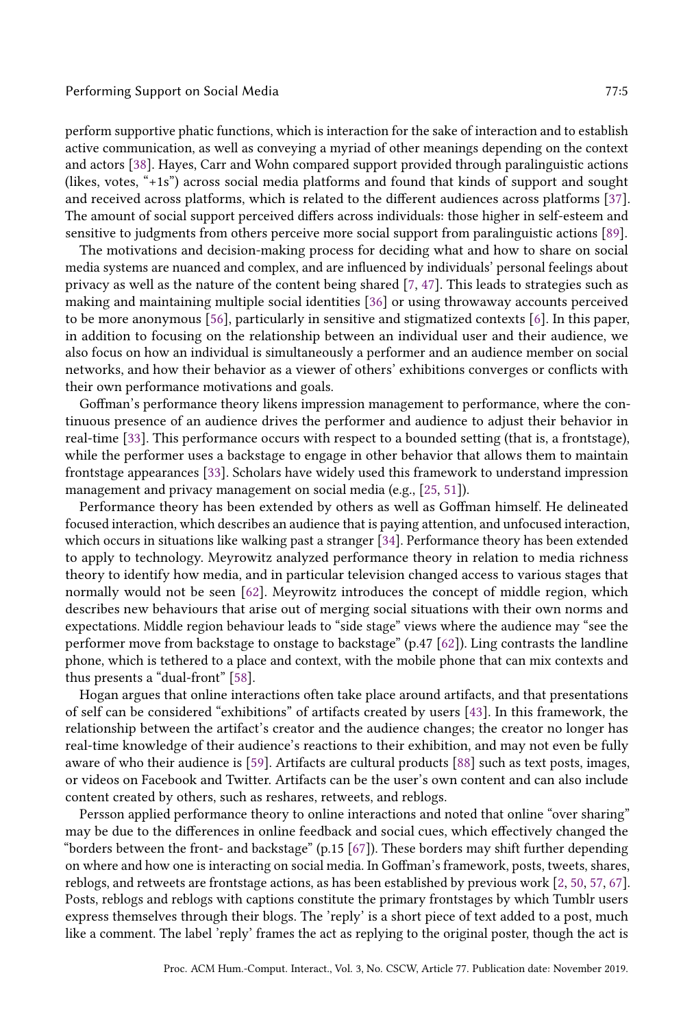perform supportive phatic functions, which is interaction for the sake of interaction and to establish active communication, as well as conveying a myriad of other meanings depending on the context and actors [38]. Hayes, Carr and Wohn compared support provided through paralinguistic actions (likes, votes, "+1s") across social media platforms and found that kinds of support and sought and received across platforms, which is related to the different audiences across platforms [37]. The amount of social support perceived differs across individuals: those higher in self-esteem and sensitive to judgments from others perceive more social support from paralinguistic actions [89].

The motivations and decision-making process for deciding what and how to share on social media systems are nuanced and complex, and are influenced by individuals' personal feelings about privacy as well as the nature of the content being shared [7, 47]. This leads to strategies such as making and maintaining multiple social identities [36] or using throwaway accounts perceived to be more anonymous [56], particularly in sensitive and stigmatized contexts [6]. In this paper, in addition to focusing on the relationship between an individual user and their audience, we also focus on how an individual is simultaneously a performer and an audience member on social networks, and how their behavior as a viewer of others' exhibitions converges or conflicts with their own performance motivations and goals.

Goffman's performance theory likens impression management to performance, where the continuous presence of an audience drives the performer and audience to adjust their behavior in real-time [33]. This performance occurs with respect to a bounded setting (that is, a frontstage), while the performer uses a backstage to engage in other behavior that allows them to maintain frontstage appearances [33]. Scholars have widely used this framework to understand impression management and privacy management on social media (e.g., [25, 51]).

Performance theory has been extended by others as well as Goffman himself. He delineated focused interaction, which describes an audience that is paying attention, and unfocused interaction, which occurs in situations like walking past a stranger [34]. Performance theory has been extended to apply to technology. Meyrowitz analyzed performance theory in relation to media richness theory to identify how media, and in particular television changed access to various stages that normally would not be seen [62]. Meyrowitz introduces the concept of middle region, which describes new behaviours that arise out of merging social situations with their own norms and expectations. Middle region behaviour leads to "side stage" views where the audience may "see the performer move from backstage to onstage to backstage" (p.47 [62]). Ling contrasts the landline phone, which is tethered to a place and context, with the mobile phone that can mix contexts and thus presents a "dual-front" [58].

Hogan argues that online interactions often take place around artifacts, and that presentations of self can be considered "exhibitions" of artifacts created by users [43]. In this framework, the relationship between the artifact's creator and the audience changes; the creator no longer has real-time knowledge of their audience's reactions to their exhibition, and may not even be fully aware of who their audience is [59]. Artifacts are cultural products [88] such as text posts, images, or videos on Facebook and Twitter. Artifacts can be the user's own content and can also include content created by others, such as reshares, retweets, and reblogs.

Persson applied performance theory to online interactions and noted that online "over sharing" may be due to the differences in online feedback and social cues, which effectively changed the "borders between the front- and backstage" (p.15 [67]). These borders may shift further depending on where and how one is interacting on social media. In Goffman's framework, posts, tweets, shares, reblogs, and retweets are frontstage actions, as has been established by previous work [2, 50, 57, 67]. Posts, reblogs and reblogs with captions constitute the primary frontstages by which Tumblr users express themselves through their blogs. The 'reply' is a short piece of text added to a post, much like a comment. The label 'reply' frames the act as replying to the original poster, though the act is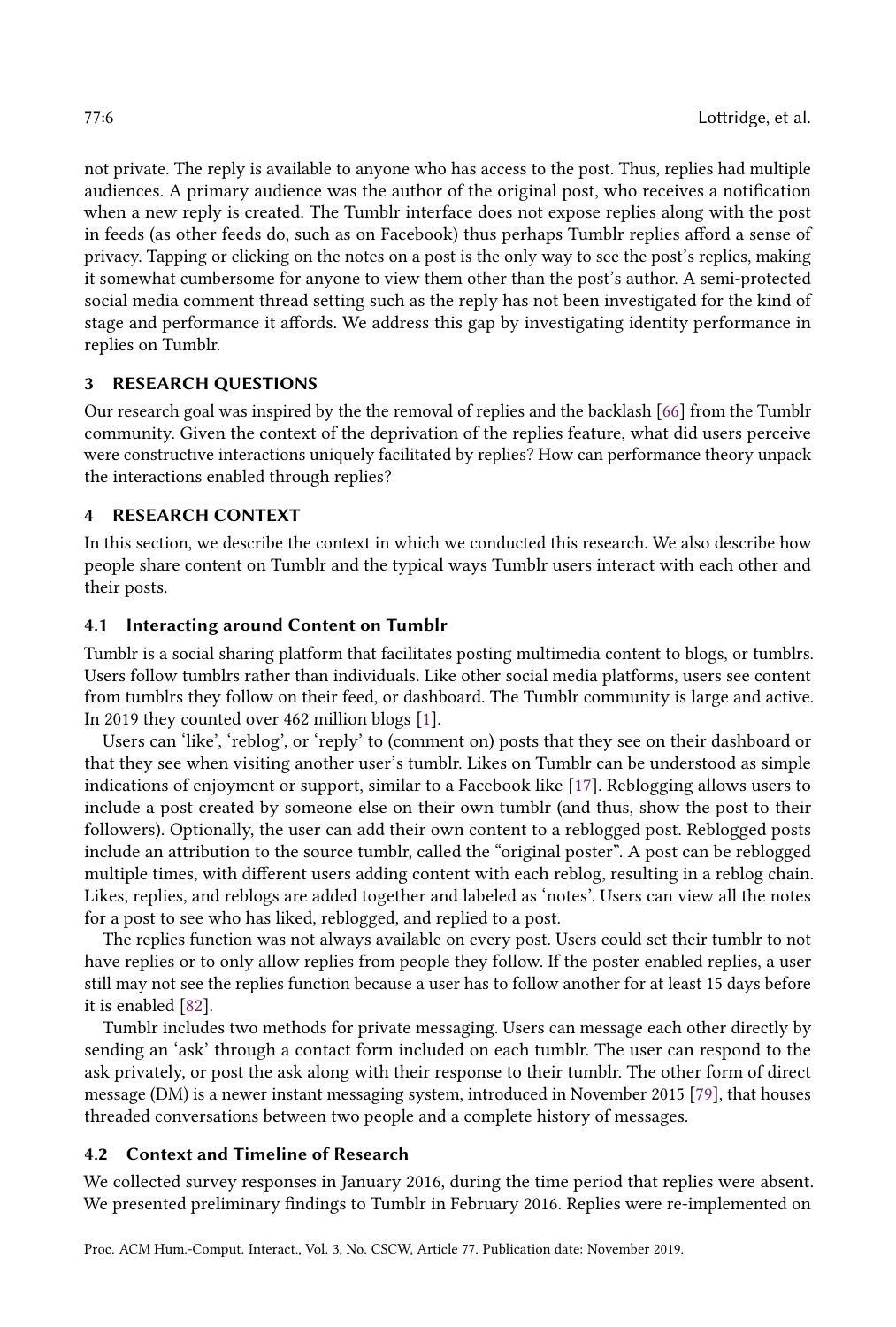not private. The reply is available to anyone who has access to the post. Thus, replies had multiple audiences. A primary audience was the author of the original post, who receives a notification when a new reply is created. The Tumblr interface does not expose replies along with the post in feeds (as other feeds do, such as on Facebook) thus perhaps Tumblr replies afford a sense of privacy. Tapping or clicking on the notes on a post is the only way to see the post's replies, making it somewhat cumbersome for anyone to view them other than the post's author. A semi-protected social media comment thread setting such as the reply has not been investigated for the kind of stage and performance it affords. We address this gap by investigating identity performance in replies on Tumblr.

## 3 RESEARCH QUESTIONS

Our research goal was inspired by the the removal of replies and the backlash [66] from the Tumblr community. Given the context of the deprivation of the replies feature, what did users perceive were constructive interactions uniquely facilitated by replies? How can performance theory unpack the interactions enabled through replies?

## 4 RESEARCH CONTEXT

In this section, we describe the context in which we conducted this research. We also describe how people share content on Tumblr and the typical ways Tumblr users interact with each other and their posts.

### 4.1 Interacting around Content on Tumblr

Tumblr is a social sharing platform that facilitates posting multimedia content to blogs, or tumblrs. Users follow tumblrs rather than individuals. Like other social media platforms, users see content from tumblrs they follow on their feed, or dashboard. The Tumblr community is large and active. In 2019 they counted over 462 million blogs [1].

Users can 'like', 'reblog', or 'reply' to (comment on) posts that they see on their dashboard or that they see when visiting another user's tumblr. Likes on Tumblr can be understood as simple indications of enjoyment or support, similar to a Facebook like [17]. Reblogging allows users to include a post created by someone else on their own tumblr (and thus, show the post to their followers). Optionally, the user can add their own content to a reblogged post. Reblogged posts include an attribution to the source tumblr, called the "original poster". A post can be reblogged multiple times, with different users adding content with each reblog, resulting in a reblog chain. Likes, replies, and reblogs are added together and labeled as 'notes'. Users can view all the notes for a post to see who has liked, reblogged, and replied to a post.

The replies function was not always available on every post. Users could set their tumblr to not have replies or to only allow replies from people they follow. If the poster enabled replies, a user still may not see the replies function because a user has to follow another for at least 15 days before it is enabled [82].

Tumblr includes two methods for private messaging. Users can message each other directly by sending an 'ask' through a contact form included on each tumblr. The user can respond to the ask privately, or post the ask along with their response to their tumblr. The other form of direct message (DM) is a newer instant messaging system, introduced in November 2015 [79], that houses threaded conversations between two people and a complete history of messages.

### 4.2 Context and Timeline of Research

We collected survey responses in January 2016, during the time period that replies were absent. We presented preliminary findings to Tumblr in February 2016. Replies were re-implemented on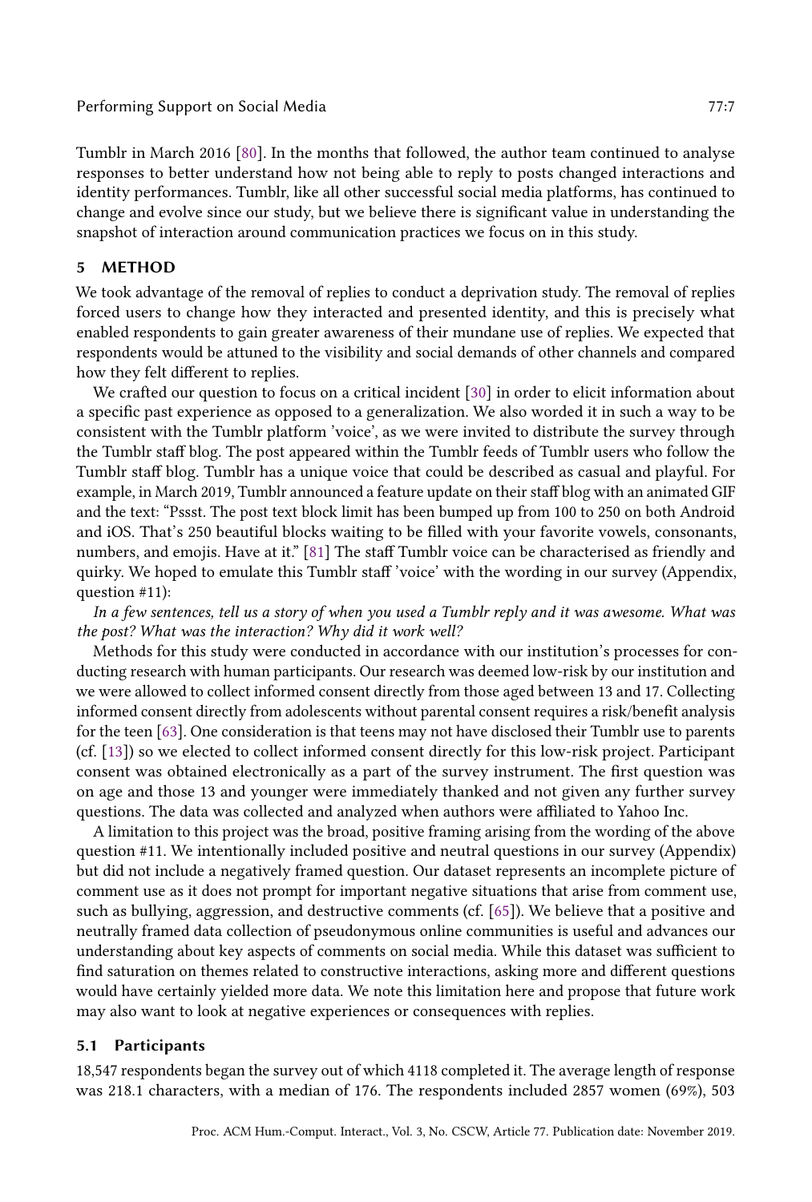Tumblr in March 2016 [80]. In the months that followed, the author team continued to analyse responses to better understand how not being able to reply to posts changed interactions and identity performances. Tumblr, like all other successful social media platforms, has continued to change and evolve since our study, but we believe there is significant value in understanding the snapshot of interaction around communication practices we focus on in this study.

## 5 METHOD

We took advantage of the removal of replies to conduct a deprivation study. The removal of replies forced users to change how they interacted and presented identity, and this is precisely what enabled respondents to gain greater awareness of their mundane use of replies. We expected that respondents would be attuned to the visibility and social demands of other channels and compared how they felt different to replies.

We crafted our question to focus on a critical incident [30] in order to elicit information about a specific past experience as opposed to a generalization. We also worded it in such a way to be consistent with the Tumblr platform 'voice', as we were invited to distribute the survey through the Tumblr staff blog. The post appeared within the Tumblr feeds of Tumblr users who follow the Tumblr staff blog. Tumblr has a unique voice that could be described as casual and playful. For example, in March 2019, Tumblr announced a feature update on their staff blog with an animated GIF and the text: "Pssst. The post text block limit has been bumped up from 100 to 250 on both Android and iOS. That's 250 beautiful blocks waiting to be filled with your favorite vowels, consonants, numbers, and emojis. Have at it." [81] The staff Tumblr voice can be characterised as friendly and quirky. We hoped to emulate this Tumblr staff 'voice' with the wording in our survey (Appendix, question #11):

*In a few sentences, tell us a story of when you used a Tumblr reply and it was awesome. What was the post? What was the interaction? Why did it work well?*

Methods for this study were conducted in accordance with our institution's processes for conducting research with human participants. Our research was deemed low-risk by our institution and we were allowed to collect informed consent directly from those aged between 13 and 17. Collecting informed consent directly from adolescents without parental consent requires a risk/benefit analysis for the teen [63]. One consideration is that teens may not have disclosed their Tumblr use to parents (cf. [13]) so we elected to collect informed consent directly for this low-risk project. Participant consent was obtained electronically as a part of the survey instrument. The first question was on age and those 13 and younger were immediately thanked and not given any further survey questions. The data was collected and analyzed when authors were affiliated to Yahoo Inc.

A limitation to this project was the broad, positive framing arising from the wording of the above question #11. We intentionally included positive and neutral questions in our survey (Appendix) but did not include a negatively framed question. Our dataset represents an incomplete picture of comment use as it does not prompt for important negative situations that arise from comment use, such as bullying, aggression, and destructive comments (cf. [65]). We believe that a positive and neutrally framed data collection of pseudonymous online communities is useful and advances our understanding about key aspects of comments on social media. While this dataset was sufficient to find saturation on themes related to constructive interactions, asking more and different questions would have certainly yielded more data. We note this limitation here and propose that future work may also want to look at negative experiences or consequences with replies.

### 5.1 Participants

18,547 respondents began the survey out of which 4118 completed it. The average length of response was 218.1 characters, with a median of 176. The respondents included 2857 women (69%), 503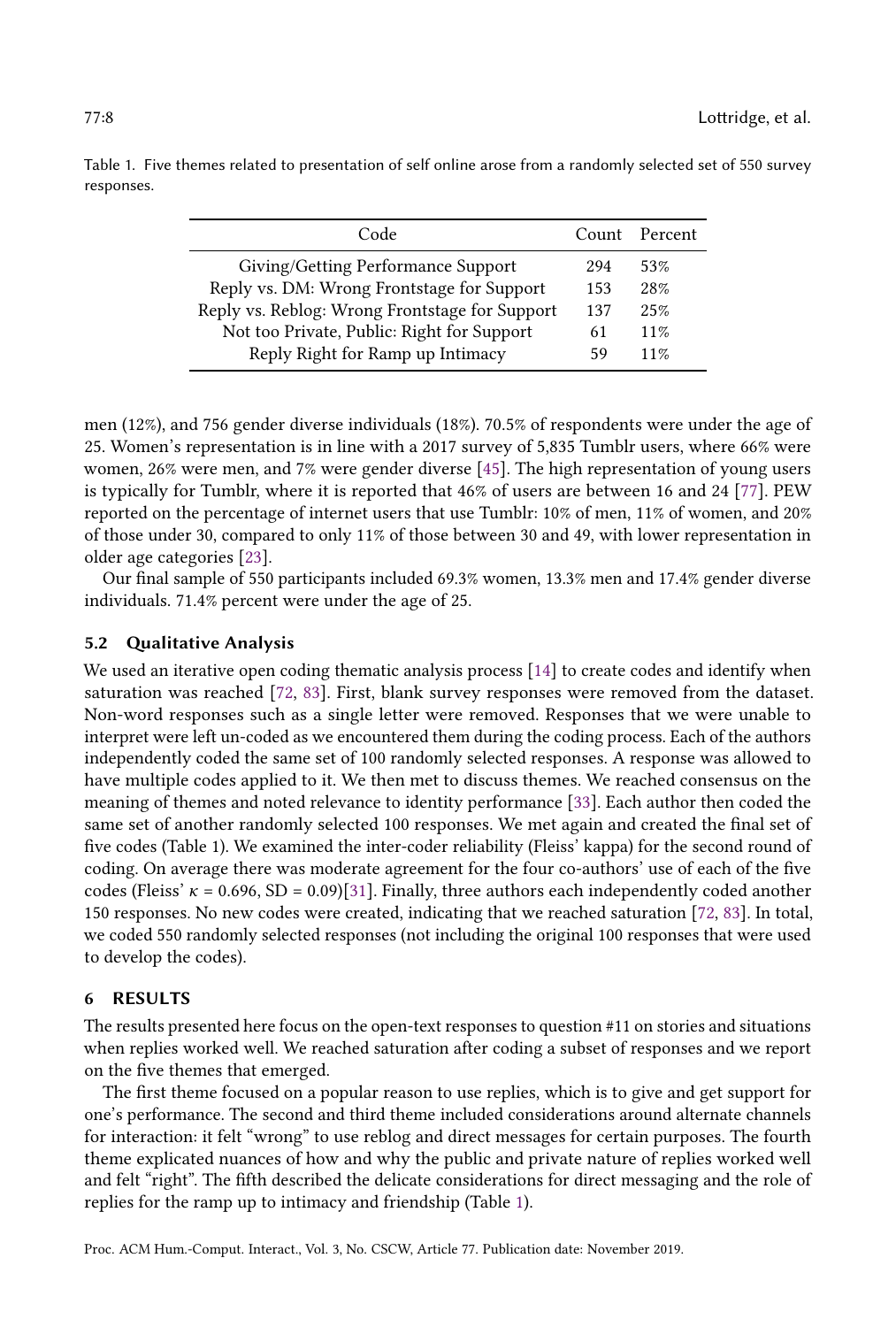Table 1. Five themes related to presentation of self online arose from a randomly selected set of 550 survey responses.

| Code | Count | Percent |
|---|---|---|
| Giving/Getting Performance Support | 294 | 53% |
| Reply vs. DM: Wrong Frontstage for Support | 153 | 28% |
| Reply vs. Reblog: Wrong Frontstage for Support | 137 | 25% |
| Not too Private, Public: Right for Support | 61 | 11% |
| Reply Right for Ramp up Intimacy | 59 | 11% |

men (12%), and 756 gender diverse individuals (18%). 70.5% of respondents were under the age of 25. Women's representation is in line with a 2017 survey of 5,835 Tumblr users, where 66% were women, 26% were men, and 7% were gender diverse [45]. The high representation of young users is typically for Tumblr, where it is reported that 46% of users are between 16 and 24 [77]. PEW reported on the percentage of internet users that use Tumblr: 10% of men, 11% of women, and 20% of those under 30, compared to only 11% of those between 30 and 49, with lower representation in older age categories [23].

Our final sample of 550 participants included 69.3% women, 13.3% men and 17.4% gender diverse individuals. 71.4% percent were under the age of 25.

### 5.2 Qualitative Analysis

We used an iterative open coding thematic analysis process [14] to create codes and identify when saturation was reached [72, 83]. First, blank survey responses were removed from the dataset. Non-word responses such as a single letter were removed. Responses that we were unable to interpret were left un-coded as we encountered them during the coding process. Each of the authors independently coded the same set of 100 randomly selected responses. A response was allowed to have multiple codes applied to it. We then met to discuss themes. We reached consensus on the meaning of themes and noted relevance to identity performance [33]. Each author then coded the same set of another randomly selected 100 responses. We met again and created the final set of five codes (Table 1). We examined the inter-coder reliability (Fleiss' kappa) for the second round of coding. On average there was moderate agreement for the four co-authors' use of each of the five codes (Fleiss' $\kappa$ = 0.696, SD = 0.09)[31]. Finally, three authors each independently coded another 150 responses. No new codes were created, indicating that we reached saturation [72, 83]. In total, we coded 550 randomly selected responses (not including the original 100 responses that were used to develop the codes).

## 6 RESULTS

The results presented here focus on the open-text responses to question #11 on stories and situations when replies worked well. We reached saturation after coding a subset of responses and we report on the five themes that emerged.

The first theme focused on a popular reason to use replies, which is to give and get support for one's performance. The second and third theme included considerations around alternate channels for interaction: it felt "wrong" to use reblog and direct messages for certain purposes. The fourth theme explicated nuances of how and why the public and private nature of replies worked well and felt "right". The fifth described the delicate considerations for direct messaging and the role of replies for the ramp up to intimacy and friendship (Table 1).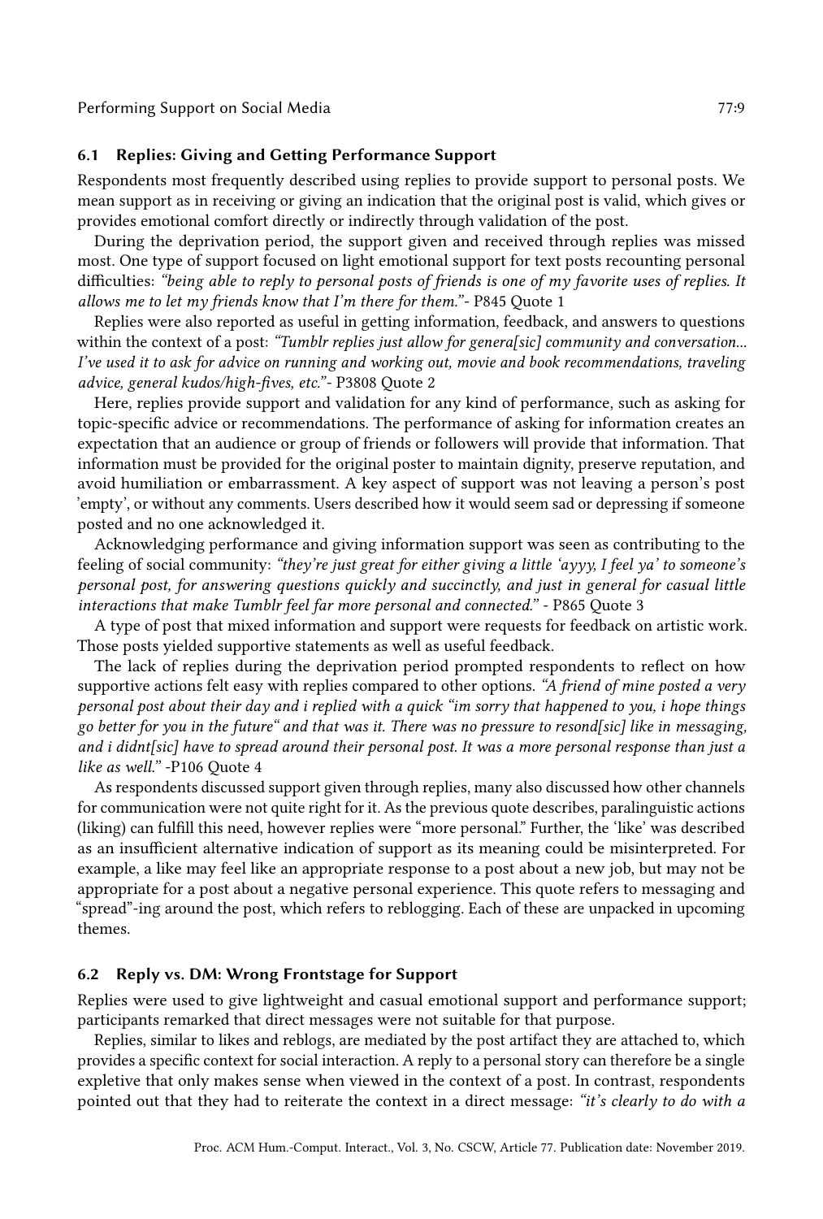### 6.1 Replies: Giving and Getting Performance Support

Respondents most frequently described using replies to provide support to personal posts. We mean support as in receiving or giving an indication that the original post is valid, which gives or provides emotional comfort directly or indirectly through validation of the post.

During the deprivation period, the support given and received through replies was missed most. One type of support focused on light emotional support for text posts recounting personal difficulties: *"being able to reply to personal posts of friends is one of my favorite uses of replies. It allows me to let my friends know that I'm there for them."*- P845 Quote 1

Replies were also reported as useful in getting information, feedback, and answers to questions within the context of a post: *"Tumblr replies just allow for genera[sic] community and conversation... I've used it to ask for advice on running and working out, movie and book recommendations, traveling advice, general kudos/high-fives, etc."*- P3808 Quote 2

Here, replies provide support and validation for any kind of performance, such as asking for topic-specific advice or recommendations. The performance of asking for information creates an expectation that an audience or group of friends or followers will provide that information. That information must be provided for the original poster to maintain dignity, preserve reputation, and avoid humiliation or embarrassment. A key aspect of support was not leaving a person's post 'empty', or without any comments. Users described how it would seem sad or depressing if someone posted and no one acknowledged it.

Acknowledging performance and giving information support was seen as contributing to the feeling of social community: *"they're just great for either giving a little 'ayyy, I feel ya' to someone's personal post, for answering questions quickly and succinctly, and just in general for casual little interactions that make Tumblr feel far more personal and connected."* - P865 Quote 3

A type of post that mixed information and support were requests for feedback on artistic work. Those posts yielded supportive statements as well as useful feedback.

The lack of replies during the deprivation period prompted respondents to reflect on how supportive actions felt easy with replies compared to other options. *"A friend of mine posted a very personal post about their day and i replied with a quick "im sorry that happened to you, i hope things go better for you in the future" and that was it. There was no pressure to resond[sic] like in messaging, and i didnt[sic] have to spread around their personal post. It was a more personal response than just a like as well."* -P106 Quote 4

As respondents discussed support given through replies, many also discussed how other channels for communication were not quite right for it. As the previous quote describes, paralinguistic actions (liking) can fulfill this need, however replies were "more personal." Further, the 'like' was described as an insufficient alternative indication of support as its meaning could be misinterpreted. For example, a like may feel like an appropriate response to a post about a new job, but may not be appropriate for a post about a negative personal experience. This quote refers to messaging and "spread"-ing around the post, which refers to reblogging. Each of these are unpacked in upcoming themes.

### 6.2 Reply vs. DM: Wrong Frontstage for Support

Replies were used to give lightweight and casual emotional support and performance support; participants remarked that direct messages were not suitable for that purpose.

Replies, similar to likes and reblogs, are mediated by the post artifact they are attached to, which provides a specific context for social interaction. A reply to a personal story can therefore be a single expletive that only makes sense when viewed in the context of a post. In contrast, respondents pointed out that they had to reiterate the context in a direct message: *"it's clearly to do with a*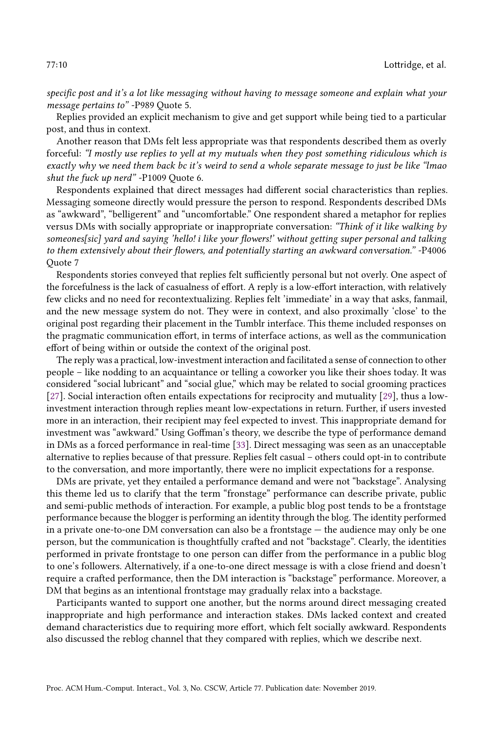*specific post and it's a lot like messaging without having to message someone and explain what your message pertains to"* -P989 Quote 5.

Replies provided an explicit mechanism to give and get support while being tied to a particular post, and thus in context.

Another reason that DMs felt less appropriate was that respondents described them as overly forceful: *"I mostly use replies to yell at my mutuals when they post something ridiculous which is exactly why we need them back bc it's weird to send a whole separate message to just be like "lmao shut the fuck up nerd"* -P1009 Quote 6.

Respondents explained that direct messages had different social characteristics than replies. Messaging someone directly would pressure the person to respond. Respondents described DMs as "awkward", "belligerent" and "uncomfortable." One respondent shared a metaphor for replies versus DMs with socially appropriate or inappropriate conversation: *"Think of it like walking by someones[sic] yard and saying 'hello! i like your flowers!' without getting super personal and talking to them extensively about their flowers, and potentially starting an awkward conversation."* -P4006 Quote 7

Respondents stories conveyed that replies felt sufficiently personal but not overly. One aspect of the forcefulness is the lack of casualness of effort. A reply is a low-effort interaction, with relatively few clicks and no need for recontextualizing. Replies felt 'immediate' in a way that asks, fanmail, and the new message system do not. They were in context, and also proximally 'close' to the original post regarding their placement in the Tumblr interface. This theme included responses on the pragmatic communication effort, in terms of interface actions, as well as the communication effort of being within or outside the context of the original post.

The reply was a practical, low-investment interaction and facilitated a sense of connection to other people – like nodding to an acquaintance or telling a coworker you like their shoes today. It was considered "social lubricant" and "social glue," which may be related to social grooming practices [27]. Social interaction often entails expectations for reciprocity and mutuality [29], thus a low-investment interaction through replies meant low-expectations in return. Further, if users invested more in an interaction, their recipient may feel expected to invest. This inappropriate demand for investment was "awkward." Using Goffman's theory, we describe the type of performance demand in DMs as a forced performance in real-time [33]. Direct messaging was seen as an unacceptable alternative to replies because of that pressure. Replies felt casual – others could opt-in to contribute to the conversation, and more importantly, there were no implicit expectations for a response.

DMs are private, yet they entailed a performance demand and were not "backstage". Analysing this theme led us to clarify that the term "fronstage" performance can describe private, public and semi-public methods of interaction. For example, a public blog post tends to be a frontstage performance because the blogger is performing an identity through the blog. The identity performed in a private one-to-one DM conversation can also be a frontstage — the audience may only be one person, but the communication is thoughtfully crafted and not "backstage". Clearly, the identities performed in private frontstage to one person can differ from the performance in a public blog to one's followers. Alternatively, if a one-to-one direct message is with a close friend and doesn't require a crafted performance, then the DM interaction is "backstage" performance. Moreover, a DM that begins as an intentional frontstage may gradually relax into a backstage.

Participants wanted to support one another, but the norms around direct messaging created inappropriate and high performance and interaction stakes. DMs lacked context and created demand characteristics due to requiring more effort, which felt socially awkward. Respondents also discussed the reblog channel that they compared with replies, which we describe next.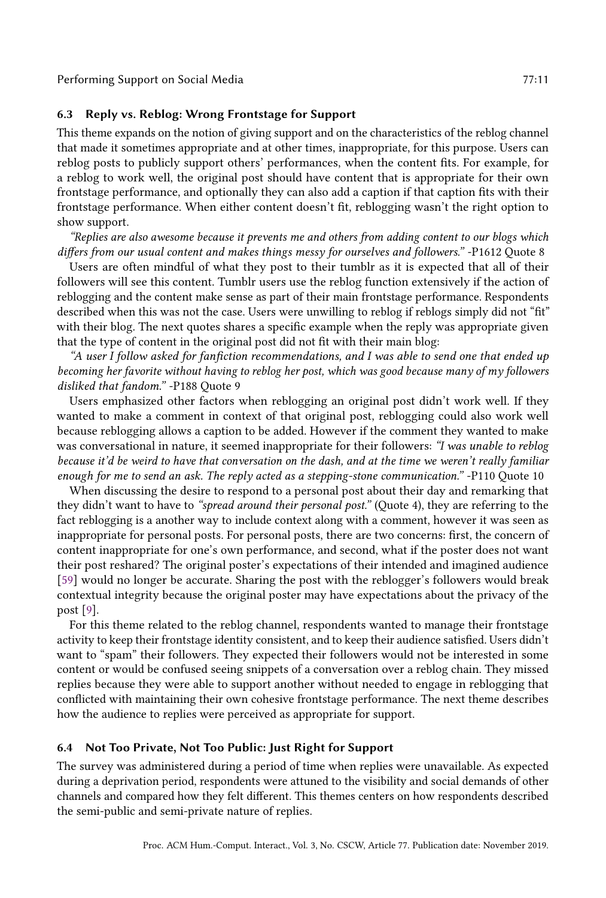### 6.3 Reply vs. Reblog: Wrong Frontstage for Support

This theme expands on the notion of giving support and on the characteristics of the reblog channel that made it sometimes appropriate and at other times, inappropriate, for this purpose. Users can reblog posts to publicly support others' performances, when the content fits. For example, for a reblog to work well, the original post should have content that is appropriate for their own frontstage performance, and optionally they can also add a caption if that caption fits with their frontstage performance. When either content doesn't fit, reblogging wasn't the right option to show support.

*"Replies are also awesome because it prevents me and others from adding content to our blogs which differs from our usual content and makes things messy for ourselves and followers."* -P1612 Quote 8

Users are often mindful of what they post to their tumblr as it is expected that all of their followers will see this content. Tumblr users use the reblog function extensively if the action of reblogging and the content make sense as part of their main frontstage performance. Respondents described when this was not the case. Users were unwilling to reblog if reblogs simply did not "fit" with their blog. The next quotes shares a specific example when the reply was appropriate given that the type of content in the original post did not fit with their main blog:

*"A user I follow asked for fanfiction recommendations, and I was able to send one that ended up becoming her favorite without having to reblog her post, which was good because many of my followers disliked that fandom."* -P188 Quote 9

Users emphasized other factors when reblogging an original post didn't work well. If they wanted to make a comment in context of that original post, reblogging could also work well because reblogging allows a caption to be added. However if the comment they wanted to make was conversational in nature, it seemed inappropriate for their followers: *"I was unable to reblog because it'd be weird to have that conversation on the dash, and at the time we weren't really familiar enough for me to send an ask. The reply acted as a stepping-stone communication."* -P110 Quote 10

When discussing the desire to respond to a personal post about their day and remarking that they didn't want to have to *"spread around their personal post."* (Quote 4), they are referring to the fact reblogging is a another way to include context along with a comment, however it was seen as inappropriate for personal posts. For personal posts, there are two concerns: first, the concern of content inappropriate for one's own performance, and second, what if the poster does not want their post reshared? The original poster's expectations of their intended and imagined audience [59] would no longer be accurate. Sharing the post with the reblogger's followers would break contextual integrity because the original poster may have expectations about the privacy of the post [9].

For this theme related to the reblog channel, respondents wanted to manage their frontstage activity to keep their frontstage identity consistent, and to keep their audience satisfied. Users didn't want to "spam" their followers. They expected their followers would not be interested in some content or would be confused seeing snippets of a conversation over a reblog chain. They missed replies because they were able to support another without needed to engage in reblogging that conflicted with maintaining their own cohesive frontstage performance. The next theme describes how the audience to replies were perceived as appropriate for support.

### 6.4 Not Too Private, Not Too Public: Just Right for Support

The survey was administered during a period of time when replies were unavailable. As expected during a deprivation period, respondents were attuned to the visibility and social demands of other channels and compared how they felt different. This themes centers on how respondents described the semi-public and semi-private nature of replies.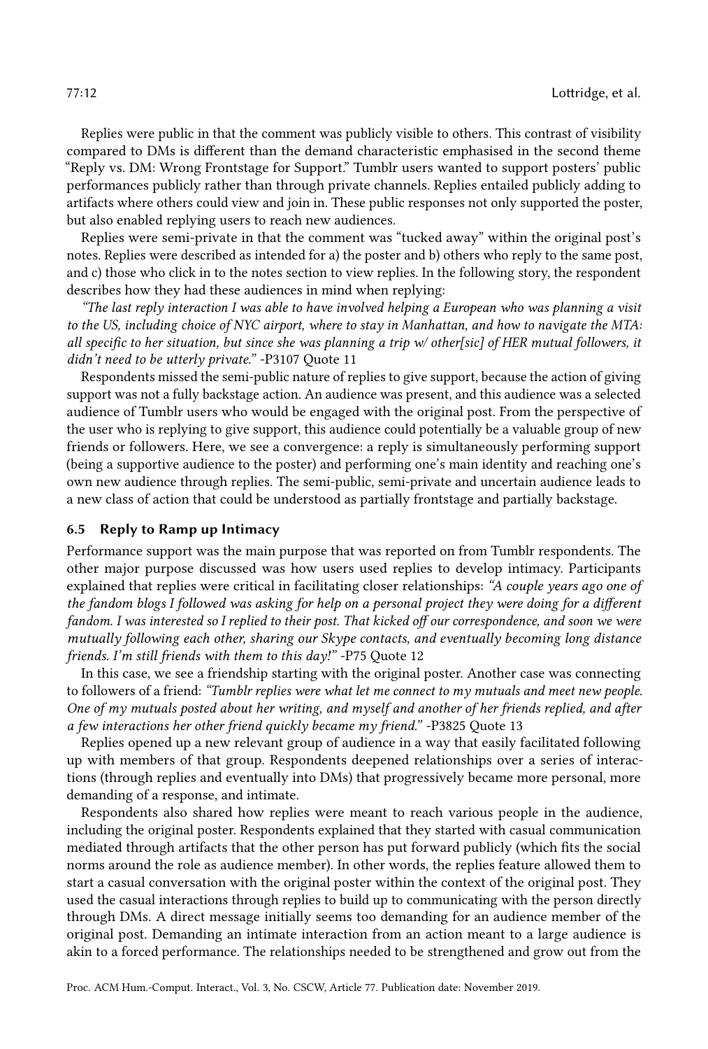Replies were public in that the comment was publicly visible to others. This contrast of visibility compared to DMs is different than the demand characteristic emphasised in the second theme "Reply vs. DM: Wrong Frontstage for Support." Tumblr users wanted to support posters' public performances publicly rather than through private channels. Replies entailed publicly adding to artifacts where others could view and join in. These public responses not only supported the poster, but also enabled replying users to reach new audiences.

Replies were semi-private in that the comment was "tucked away" within the original post's notes. Replies were described as intended for a) the poster and b) others who reply to the same post, and c) those who click in to the notes section to view replies. In the following story, the respondent describes how they had these audiences in mind when replying:

*"The last reply interaction I was able to have involved helping a European who was planning a visit to the US, including choice of NYC airport, where to stay in Manhattan, and how to navigate the MTA: all specific to her situation, but since she was planning a trip w/ other[sic] of HER mutual followers, it didn't need to be utterly private."* -P3107 Quote 11

Respondents missed the semi-public nature of replies to give support, because the action of giving support was not a fully backstage action. An audience was present, and this audience was a selected audience of Tumblr users who would be engaged with the original post. From the perspective of the user who is replying to give support, this audience could potentially be a valuable group of new friends or followers. Here, we see a convergence: a reply is simultaneously performing support (being a supportive audience to the poster) and performing one's main identity and reaching one's own new audience through replies. The semi-public, semi-private and uncertain audience leads to a new class of action that could be understood as partially frontstage and partially backstage.

### 6.5 Reply to Ramp up Intimacy

Performance support was the main purpose that was reported on from Tumblr respondents. The other major purpose discussed was how users used replies to develop intimacy. Participants explained that replies were critical in facilitating closer relationships: *"A couple years ago one of the fandom blogs I followed was asking for help on a personal project they were doing for a different fandom. I was interested so I replied to their post. That kicked off our correspondence, and soon we were mutually following each other, sharing our Skype contacts, and eventually becoming long distance friends. I'm still friends with them to this day!"* -P75 Quote 12

In this case, we see a friendship starting with the original poster. Another case was connecting to followers of a friend: *"Tumblr replies were what let me connect to my mutuals and meet new people. One of my mutuals posted about her writing, and myself and another of her friends replied, and after a few interactions her other friend quickly became my friend."* -P3825 Quote 13

Replies opened up a new relevant group of audience in a way that easily facilitated following up with members of that group. Respondents deepened relationships over a series of interactions (through replies and eventually into DMs) that progressively became more personal, more demanding of a response, and intimate.

Respondents also shared how replies were meant to reach various people in the audience, including the original poster. Respondents explained that they started with casual communication mediated through artifacts that the other person has put forward publicly (which fits the social norms around the role as audience member). In other words, the replies feature allowed them to start a casual conversation with the original poster within the context of the original post. They used the casual interactions through replies to build up to communicating with the person directly through DMs. A direct message initially seems too demanding for an audience member of the original post. Demanding an intimate interaction from an action meant to a large audience is akin to a forced performance. The relationships needed to be strengthened and grow out from the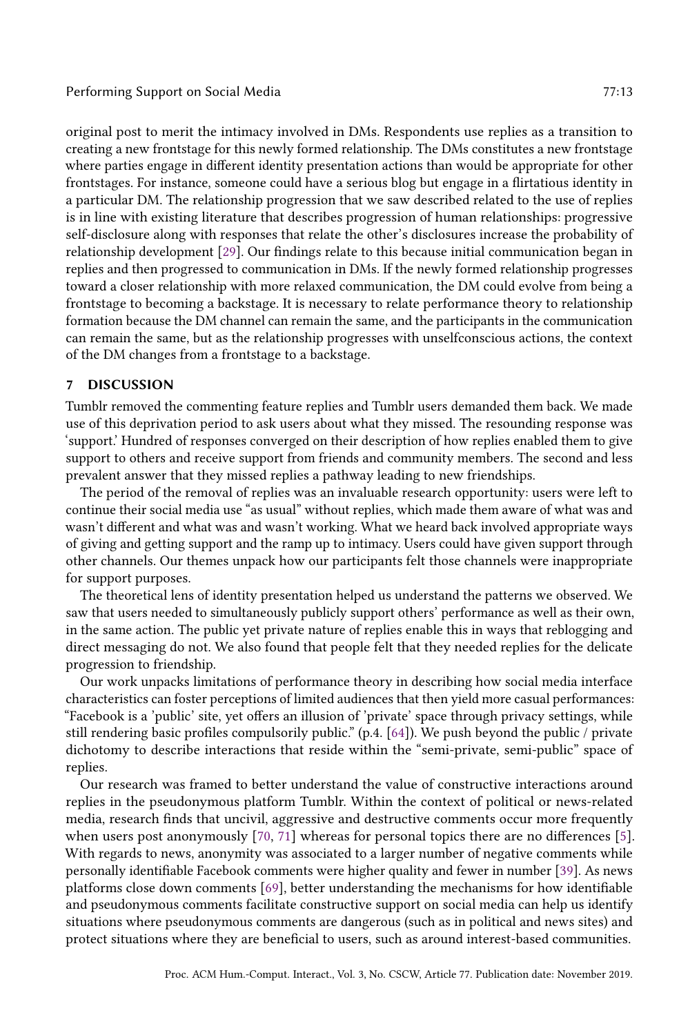original post to merit the intimacy involved in DMs. Respondents use replies as a transition to creating a new frontstage for this newly formed relationship. The DMs constitutes a new frontstage where parties engage in different identity presentation actions than would be appropriate for other frontstages. For instance, someone could have a serious blog but engage in a flirtatious identity in a particular DM. The relationship progression that we saw described related to the use of replies is in line with existing literature that describes progression of human relationships: progressive self-disclosure along with responses that relate the other's disclosures increase the probability of relationship development [29]. Our findings relate to this because initial communication began in replies and then progressed to communication in DMs. If the newly formed relationship progresses toward a closer relationship with more relaxed communication, the DM could evolve from being a frontstage to becoming a backstage. It is necessary to relate performance theory to relationship formation because the DM channel can remain the same, and the participants in the communication can remain the same, but as the relationship progresses with unselfconscious actions, the context of the DM changes from a frontstage to a backstage.

## 7 DISCUSSION

Tumblr removed the commenting feature replies and Tumblr users demanded them back. We made use of this deprivation period to ask users about what they missed. The resounding response was 'support.' Hundred of responses converged on their description of how replies enabled them to give support to others and receive support from friends and community members. The second and less prevalent answer that they missed replies a pathway leading to new friendships.

The period of the removal of replies was an invaluable research opportunity: users were left to continue their social media use "as usual" without replies, which made them aware of what was and wasn't different and what was and wasn't working. What we heard back involved appropriate ways of giving and getting support and the ramp up to intimacy. Users could have given support through other channels. Our themes unpack how our participants felt those channels were inappropriate for support purposes.

The theoretical lens of identity presentation helped us understand the patterns we observed. We saw that users needed to simultaneously publicly support others' performance as well as their own, in the same action. The public yet private nature of replies enable this in ways that reblogging and direct messaging do not. We also found that people felt that they needed replies for the delicate progression to friendship.

Our work unpacks limitations of performance theory in describing how social media interface characteristics can foster perceptions of limited audiences that then yield more casual performances: "Facebook is a 'public' site, yet offers an illusion of 'private' space through privacy settings, while still rendering basic profiles compulsorily public." (p.4. [64]). We push beyond the public / private dichotomy to describe interactions that reside within the "semi-private, semi-public" space of replies.

Our research was framed to better understand the value of constructive interactions around replies in the pseudonymous platform Tumblr. Within the context of political or news-related media, research finds that uncivil, aggressive and destructive comments occur more frequently when users post anonymously [70, 71] whereas for personal topics there are no differences [5]. With regards to news, anonymity was associated to a larger number of negative comments while personally identifiable Facebook comments were higher quality and fewer in number [39]. As news platforms close down comments [69], better understanding the mechanisms for how identifiable and pseudonymous comments facilitate constructive support on social media can help us identify situations where pseudonymous comments are dangerous (such as in political and news sites) and protect situations where they are beneficial to users, such as around interest-based communities.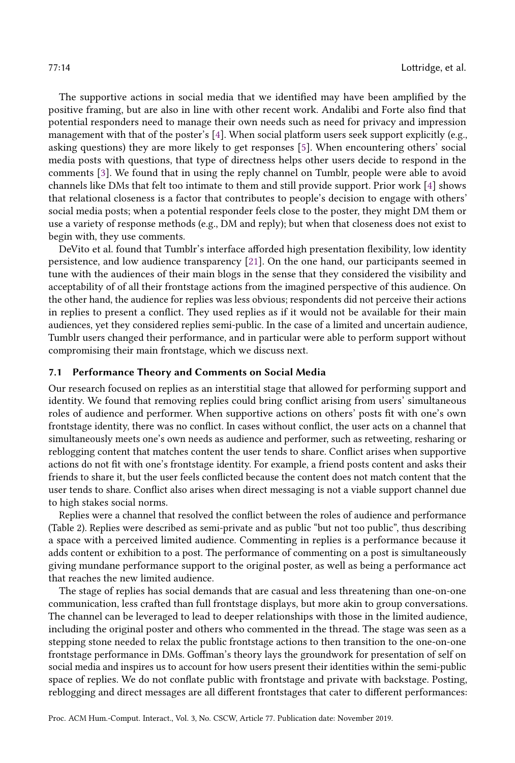The supportive actions in social media that we identified may have been amplified by the positive framing, but are also in line with other recent work. Andalibi and Forte also find that potential responders need to manage their own needs such as need for privacy and impression management with that of the poster's [4]. When social platform users seek support explicitly (e.g., asking questions) they are more likely to get responses [5]. When encountering others' social media posts with questions, that type of directness helps other users decide to respond in the comments [3]. We found that in using the reply channel on Tumblr, people were able to avoid channels like DMs that felt too intimate to them and still provide support. Prior work [4] shows that relational closeness is a factor that contributes to people's decision to engage with others' social media posts; when a potential responder feels close to the poster, they might DM them or use a variety of response methods (e.g., DM and reply); but when that closeness does not exist to begin with, they use comments.

DeVito et al. found that Tumblr's interface afforded high presentation flexibility, low identity persistence, and low audience transparency [21]. On the one hand, our participants seemed in tune with the audiences of their main blogs in the sense that they considered the visibility and acceptability of of all their frontstage actions from the imagined perspective of this audience. On the other hand, the audience for replies was less obvious; respondents did not perceive their actions in replies to present a conflict. They used replies as if it would not be available for their main audiences, yet they considered replies semi-public. In the case of a limited and uncertain audience, Tumblr users changed their performance, and in particular were able to perform support without compromising their main frontstage, which we discuss next.

### 7.1 Performance Theory and Comments on Social Media

Our research focused on replies as an interstitial stage that allowed for performing support and identity. We found that removing replies could bring conflict arising from users' simultaneous roles of audience and performer. When supportive actions on others' posts fit with one's own frontstage identity, there was no conflict. In cases without conflict, the user acts on a channel that simultaneously meets one's own needs as audience and performer, such as retweeting, resharing or reblogging content that matches content the user tends to share. Conflict arises when supportive actions do not fit with one's frontstage identity. For example, a friend posts content and asks their friends to share it, but the user feels conflicted because the content does not match content that the user tends to share. Conflict also arises when direct messaging is not a viable support channel due to high stakes social norms.

Replies were a channel that resolved the conflict between the roles of audience and performance (Table 2). Replies were described as semi-private and as public "but not too public", thus describing a space with a perceived limited audience. Commenting in replies is a performance because it adds content or exhibition to a post. The performance of commenting on a post is simultaneously giving mundane performance support to the original poster, as well as being a performance act that reaches the new limited audience.

The stage of replies has social demands that are casual and less threatening than one-on-one communication, less crafted than full frontstage displays, but more akin to group conversations. The channel can be leveraged to lead to deeper relationships with those in the limited audience, including the original poster and others who commented in the thread. The stage was seen as a stepping stone needed to relax the public frontstage actions to then transition to the one-on-one frontstage performance in DMs. Goffman's theory lays the groundwork for presentation of self on social media and inspires us to account for how users present their identities within the semi-public space of replies. We do not conflate public with frontstage and private with backstage. Posting, reblogging and direct messages are all different frontstages that cater to different performances: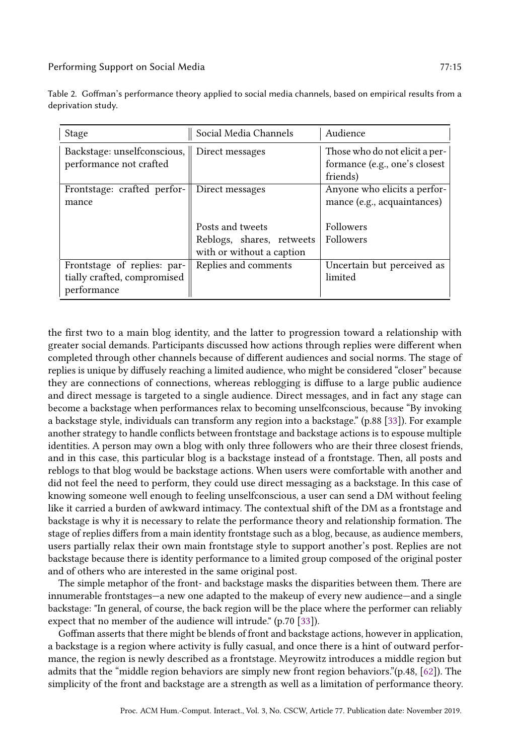Table 2. Goffman's performance theory applied to social media channels, based on empirical results from a deprivation study.

| Stage | Social Media Channels | Audience |
|---|---|---|
| Backstage: unselfconscious, performance not crafted | Direct messages | Those who do not elicit a performance (e.g., one's closest friends) |
| Frontstage: crafted performance | Direct messages | Anyone who elicits a performance (e.g., acquaintances) |
| | Posts and tweets | Followers |
| | Reblogs, shares, retweets with or without a caption | Followers |
| Frontstage of replies: partially crafted, compromised performance | Replies and comments | Uncertain but perceived as limited |

the first two to a main blog identity, and the latter to progression toward a relationship with greater social demands. Participants discussed how actions through replies were different when completed through other channels because of different audiences and social norms. The stage of replies is unique by diffusely reaching a limited audience, who might be considered "closer" because they are connections of connections, whereas reblogging is diffuse to a large public audience and direct message is targeted to a single audience. Direct messages, and in fact any stage can become a backstage when performances relax to becoming unselfconscious, because "By invoking a backstage style, individuals can transform any region into a backstage." (p.88 [33]). For example another strategy to handle conflicts between frontstage and backstage actions is to espouse multiple identities. A person may own a blog with only three followers who are their three closest friends, and in this case, this particular blog is a backstage instead of a frontstage. Then, all posts and reblogs to that blog would be backstage actions. When users were comfortable with another and did not feel the need to perform, they could use direct messaging as a backstage. In this case of knowing someone well enough to feeling unselfconscious, a user can send a DM without feeling like it carried a burden of awkward intimacy. The contextual shift of the DM as a frontstage and backstage is why it is necessary to relate the performance theory and relationship formation. The stage of replies differs from a main identity frontstage such as a blog, because, as audience members, users partially relax their own main frontstage style to support another's post. Replies are not backstage because there is identity performance to a limited group composed of the original poster and of others who are interested in the same original post.

The simple metaphor of the front- and backstage masks the disparities between them. There are innumerable frontstages—a new one adapted to the makeup of every new audience—and a single backstage: "In general, of course, the back region will be the place where the performer can reliably expect that no member of the audience will intrude." (p.70 [33]).

Goffman asserts that there might be blends of front and backstage actions, however in application, a backstage is a region where activity is fully casual, and once there is a hint of outward performance, the region is newly described as a frontstage. Meyrowitz introduces a middle region but admits that the "middle region behaviors are simply new front region behaviors."(p.48, [62]). The simplicity of the front and backstage are a strength as well as a limitation of performance theory.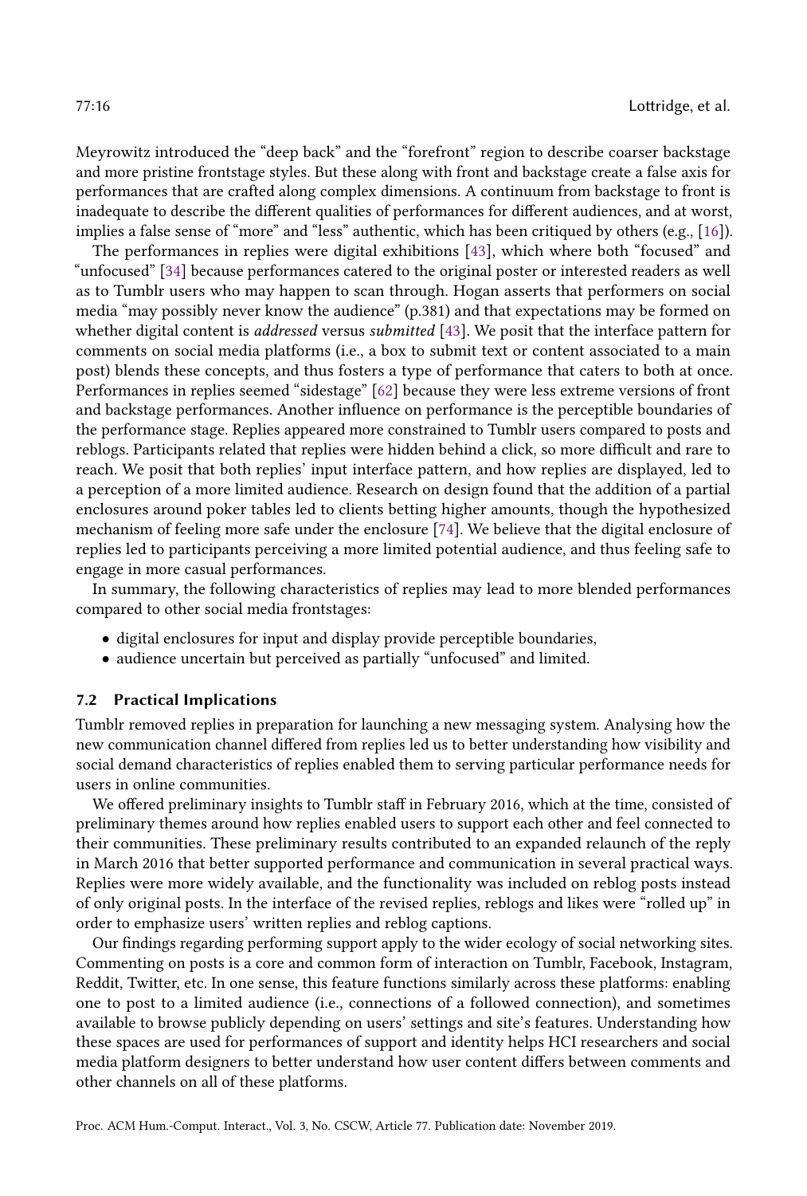Meyrowitz introduced the "deep back" and the "forefront" region to describe coarser backstage and more pristine frontstage styles. But these along with front and backstage create a false axis for performances that are crafted along complex dimensions. A continuum from backstage to front is inadequate to describe the different qualities of performances for different audiences, and at worst, implies a false sense of "more" and "less" authentic, which has been critiqued by others (e.g., [16]).

The performances in replies were digital exhibitions [43], which where both "focused" and "unfocused" [34] because performances catered to the original poster or interested readers as well as to Tumblr users who may happen to scan through. Hogan asserts that performers on social media "may possibly never know the audience" (p.381) and that expectations may be formed on whether digital content is *addressed* versus *submitted* [43]. We posit that the interface pattern for comments on social media platforms (i.e., a box to submit text or content associated to a main post) blends these concepts, and thus fosters a type of performance that caters to both at once. Performances in replies seemed "sidestage" [62] because they were less extreme versions of front and backstage performances. Another influence on performance is the perceptible boundaries of the performance stage. Replies appeared more constrained to Tumblr users compared to posts and reblogs. Participants related that replies were hidden behind a click, so more difficult and rare to reach. We posit that both replies' input interface pattern, and how replies are displayed, led to a perception of a more limited audience. Research on design found that the addition of a partial enclosures around poker tables led to clients betting higher amounts, though the hypothesized mechanism of feeling more safe under the enclosure [74]. We believe that the digital enclosure of replies led to participants perceiving a more limited potential audience, and thus feeling safe to engage in more casual performances.

In summary, the following characteristics of replies may lead to more blended performances compared to other social media frontstages:

- digital enclosures for input and display provide perceptible boundaries,
- audience uncertain but perceived as partially "unfocused" and limited.

### 7.2 Practical Implications

Tumblr removed replies in preparation for launching a new messaging system. Analysing how the new communication channel differed from replies led us to better understanding how visibility and social demand characteristics of replies enabled them to serving particular performance needs for users in online communities.

We offered preliminary insights to Tumblr staff in February 2016, which at the time, consisted of preliminary themes around how replies enabled users to support each other and feel connected to their communities. These preliminary results contributed to an expanded relaunch of the reply in March 2016 that better supported performance and communication in several practical ways. Replies were more widely available, and the functionality was included on reblog posts instead of only original posts. In the interface of the revised replies, reblogs and likes were "rolled up" in order to emphasize users' written replies and reblog captions.

Our findings regarding performing support apply to the wider ecology of social networking sites. Commenting on posts is a core and common form of interaction on Tumblr, Facebook, Instagram, Reddit, Twitter, etc. In one sense, this feature functions similarly across these platforms: enabling one to post to a limited audience (i.e., connections of a followed connection), and sometimes available to browse publicly depending on users' settings and site's features. Understanding how these spaces are used for performances of support and identity helps HCI researchers and social media platform designers to better understand how user content differs between comments and other channels on all of these platforms.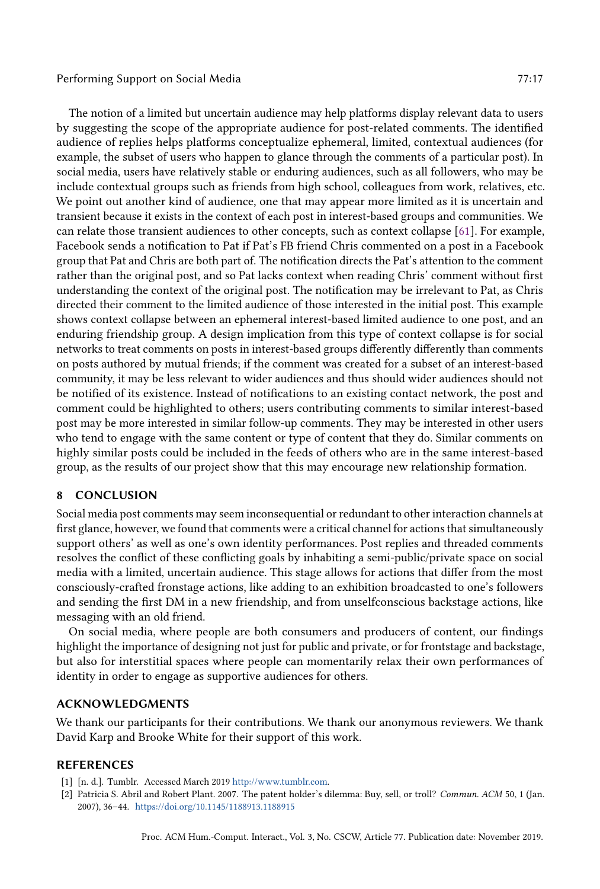The notion of a limited but uncertain audience may help platforms display relevant data to users by suggesting the scope of the appropriate audience for post-related comments. The identified audience of replies helps platforms conceptualize ephemeral, limited, contextual audiences (for example, the subset of users who happen to glance through the comments of a particular post). In social media, users have relatively stable or enduring audiences, such as all followers, who may be include contextual groups such as friends from high school, colleagues from work, relatives, etc. We point out another kind of audience, one that may appear more limited as it is uncertain and transient because it exists in the context of each post in interest-based groups and communities. We can relate those transient audiences to other concepts, such as context collapse [61]. For example, Facebook sends a notification to Pat if Pat's FB friend Chris commented on a post in a Facebook group that Pat and Chris are both part of. The notification directs the Pat's attention to the comment rather than the original post, and so Pat lacks context when reading Chris' comment without first understanding the context of the original post. The notification may be irrelevant to Pat, as Chris directed their comment to the limited audience of those interested in the initial post. This example shows context collapse between an ephemeral interest-based limited audience to one post, and an enduring friendship group. A design implication from this type of context collapse is for social networks to treat comments on posts in interest-based groups differently differently than comments on posts authored by mutual friends; if the comment was created for a subset of an interest-based community, it may be less relevant to wider audiences and thus should wider audiences should not be notified of its existence. Instead of notifications to an existing contact network, the post and comment could be highlighted to others; users contributing comments to similar interest-based post may be more interested in similar follow-up comments. They may be interested in other users who tend to engage with the same content or type of content that they do. Similar comments on highly similar posts could be included in the feeds of others who are in the same interest-based group, as the results of our project show that this may encourage new relationship formation.

## 8 CONCLUSION

Social media post comments may seem inconsequential or redundant to other interaction channels at first glance, however, we found that comments were a critical channel for actions that simultaneously support others' as well as one's own identity performances. Post replies and threaded comments resolves the conflict of these conflicting goals by inhabiting a semi-public/private space on social media with a limited, uncertain audience. This stage allows for actions that differ from the most consciously-crafted fronstage actions, like adding to an exhibition broadcasted to one's followers and sending the first DM in a new friendship, and from unselfconscious backstage actions, like messaging with an old friend.

On social media, where people are both consumers and producers of content, our findings highlight the importance of designing not just for public and private, or for frontstage and backstage, but also for interstitial spaces where people can momentarily relax their own performances of identity in order to engage as supportive audiences for others.

## ACKNOWLEDGMENTS

We thank our participants for their contributions. We thank our anonymous reviewers. We thank David Karp and Brooke White for their support of this work.

## REFERENCES

[1] [n. d.]. Tumblr. Accessed March 2019 http://www.tumblr.com.

[2] Patricia S. Abril and Robert Plant. 2007. The patent holder's dilemma: Buy, sell, or troll? *Commun. ACM* 50, 1 (Jan. 2007), 36–44. https://doi.org/10.1145/1188913.1188915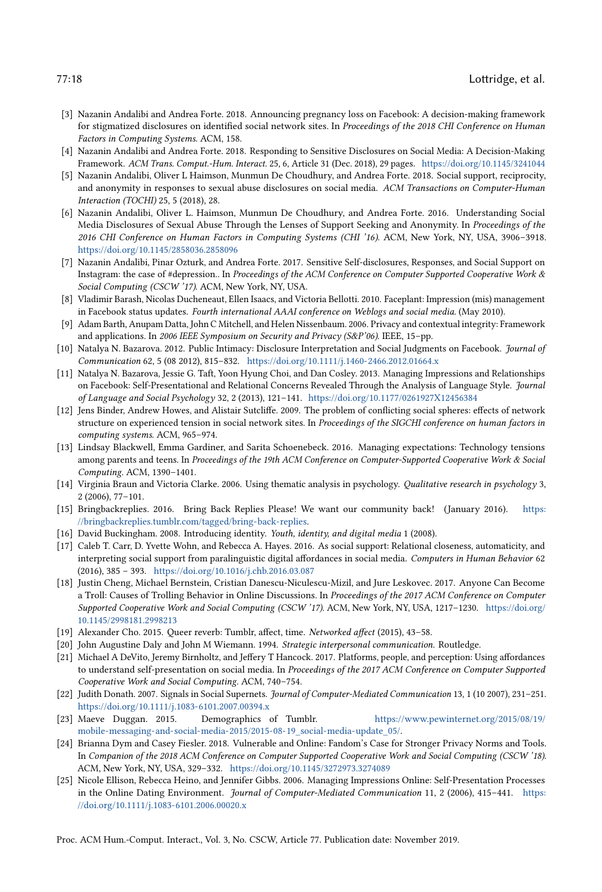[3] Nazanin Andalibi and Andrea Forte. 2018. Announcing pregnancy loss on Facebook: A decision-making framework for stigmatized disclosures on identified social network sites. In *Proceedings of the 2018 CHI Conference on Human Factors in Computing Systems*. ACM, 158.

[4] Nazanin Andalibi and Andrea Forte. 2018. Responding to Sensitive Disclosures on Social Media: A Decision-Making Framework. *ACM Trans. Comput.-Hum. Interact.* 25, 6, Article 31 (Dec. 2018), 29 pages. https://doi.org/10.1145/3241044

[5] Nazanin Andalibi, Oliver L Haimson, Munmun De Choudhury, and Andrea Forte. 2018. Social support, reciprocity, and anonymity in responses to sexual abuse disclosures on social media. *ACM Transactions on Computer-Human Interaction (TOCHI)* 25, 5 (2018), 28.

[6] Nazanin Andalibi, Oliver L. Haimson, Munmun De Choudhury, and Andrea Forte. 2016. Understanding Social Media Disclosures of Sexual Abuse Through the Lenses of Support Seeking and Anonymity. In *Proceedings of the 2016 CHI Conference on Human Factors in Computing Systems (CHI '16)*. ACM, New York, NY, USA, 3906–3918. https://doi.org/10.1145/2858036.2858096

[7] Nazanin Andalibi, Pinar Ozturk, and Andrea Forte. 2017. Sensitive Self-disclosures, Responses, and Social Support on Instagram: the case of #depression.. In *Proceedings of the ACM Conference on Computer Supported Cooperative Work & Social Computing (CSCW '17)*. ACM, New York, NY, USA.

[8] Vladimir Barash, Nicolas Ducheneaut, Ellen Isaacs, and Victoria Bellotti. 2010. Faceplant: Impression (mis) management in Facebook status updates. *Fourth international AAAI conference on Weblogs and social media.* (May 2010).

[9] Adam Barth, Anupam Datta, John C Mitchell, and Helen Nissenbaum. 2006. Privacy and contextual integrity: Framework and applications. In *2006 IEEE Symposium on Security and Privacy (S&P'06)*. IEEE, 15–pp.

[10] Natalya N. Bazarova. 2012. Public Intimacy: Disclosure Interpretation and Social Judgments on Facebook. *Journal of Communication* 62, 5 (08 2012), 815–832. https://doi.org/10.1111/j.1460-2466.2012.01664.x

[11] Natalya N. Bazarova, Jessie G. Taft, Yoon Hyung Choi, and Dan Cosley. 2013. Managing Impressions and Relationships on Facebook: Self-Presentational and Relational Concerns Revealed Through the Analysis of Language Style. *Journal of Language and Social Psychology* 32, 2 (2013), 121–141. https://doi.org/10.1177/0261927X12456384

[12] Jens Binder, Andrew Howes, and Alistair Sutcliffe. 2009. The problem of conflicting social spheres: effects of network structure on experienced tension in social network sites. In *Proceedings of the SIGCHI conference on human factors in computing systems*. ACM, 965–974.

[13] Lindsay Blackwell, Emma Gardiner, and Sarita Schoenebeck. 2016. Managing expectations: Technology tensions among parents and teens. In *Proceedings of the 19th ACM Conference on Computer-Supported Cooperative Work & Social Computing*. ACM, 1390–1401.

[14] Virginia Braun and Victoria Clarke. 2006. Using thematic analysis in psychology. *Qualitative research in psychology* 3, 2 (2006), 77–101.

[15] Bringbackreplies. 2016. Bring Back Replies Please! We want our community back! (January 2016). https://bringbackreplies.tumblr.com/tagged/bring-back-replies.

[16] David Buckingham. 2008. Introducing identity. *Youth, identity, and digital media* 1 (2008).

[17] Caleb T. Carr, D. Yvette Wohn, and Rebecca A. Hayes. 2016. As social support: Relational closeness, automaticity, and interpreting social support from paralinguistic digital affordances in social media. *Computers in Human Behavior* 62 (2016), 385 – 393. https://doi.org/10.1016/j.chb.2016.03.087

[18] Justin Cheng, Michael Bernstein, Cristian Danescu-Niculescu-Mizil, and Jure Leskovec. 2017. Anyone Can Become a Troll: Causes of Trolling Behavior in Online Discussions. In *Proceedings of the 2017 ACM Conference on Computer Supported Cooperative Work and Social Computing (CSCW '17)*. ACM, New York, NY, USA, 1217–1230. https://doi.org/10.1145/2998181.2998213

[19] Alexander Cho. 2015. Queer reverb: Tumblr, affect, time. *Networked affect* (2015), 43–58.

[20] John Augustine Daly and John M Wiemann. 1994. *Strategic interpersonal communication.* Routledge.

[21] Michael A DeVito, Jeremy Birnholtz, and Jeffery T Hancock. 2017. Platforms, people, and perception: Using affordances to understand self-presentation on social media. In *Proceedings of the 2017 ACM Conference on Computer Supported Cooperative Work and Social Computing*. ACM, 740–754.

[22] Judith Donath. 2007. Signals in Social Supernets. *Journal of Computer-Mediated Communication* 13, 1 (10 2007), 231–251. https://doi.org/10.1111/j.1083-6101.2007.00394.x

[23] Maeve Duggan. 2015. Demographics of Tumblr. https://www.pewinternet.org/2015/08/19/mobile-messaging-and-social-media-2015/2015-08-19_social-media-update_05/.

[24] Brianna Dym and Casey Fiesler. 2018. Vulnerable and Online: Fandom's Case for Stronger Privacy Norms and Tools. In *Companion of the 2018 ACM Conference on Computer Supported Cooperative Work and Social Computing (CSCW '18)*. ACM, New York, NY, USA, 329–332. https://doi.org/10.1145/3272973.3274089

[25] Nicole Ellison, Rebecca Heino, and Jennifer Gibbs. 2006. Managing Impressions Online: Self-Presentation Processes in the Online Dating Environment. *Journal of Computer-Mediated Communication* 11, 2 (2006), 415–441. https://doi.org/10.1111/j.1083-6101.2006.00020.x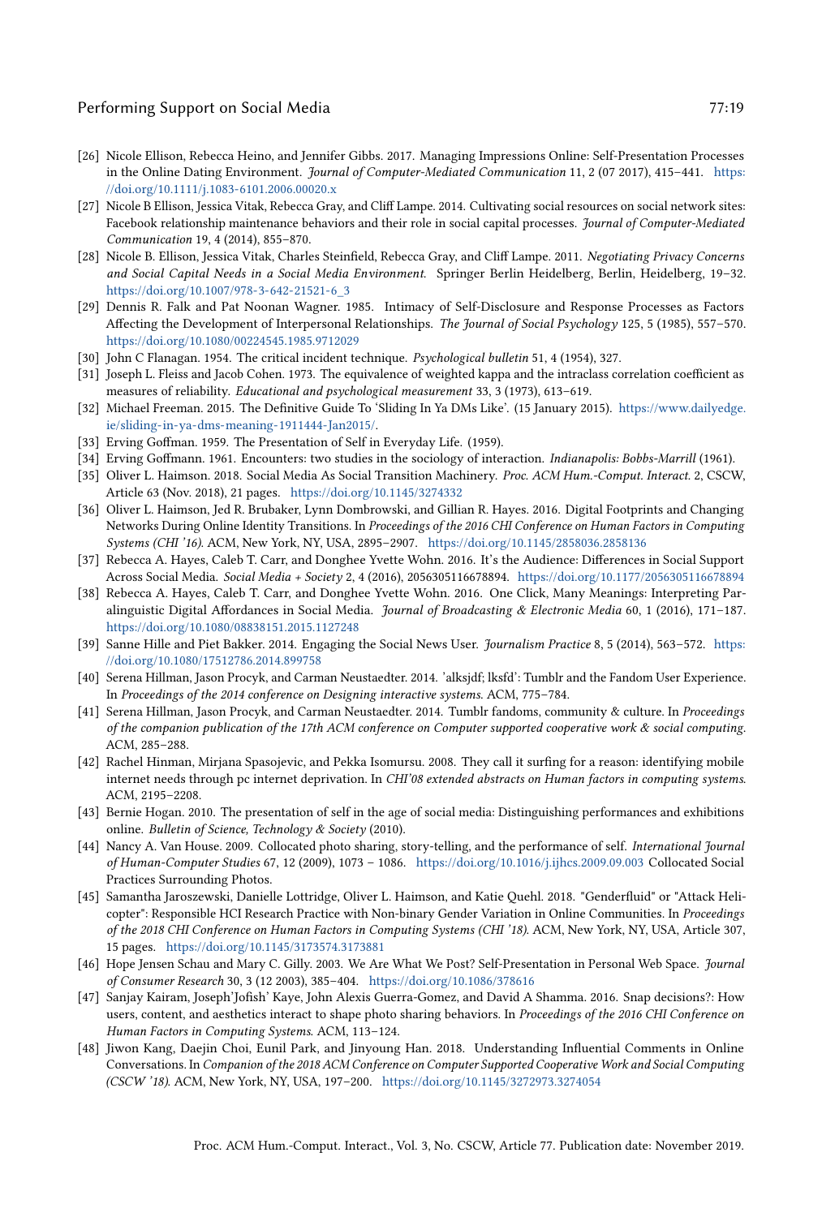[26] Nicole Ellison, Rebecca Heino, and Jennifer Gibbs. 2017. Managing Impressions Online: Self-Presentation Processes in the Online Dating Environment. *Journal of Computer-Mediated Communication* 11, 2 (07 2017), 415–441. https://doi.org/10.1111/j.1083-6101.2006.00020.x

[27] Nicole B Ellison, Jessica Vitak, Rebecca Gray, and Cliff Lampe. 2014. Cultivating social resources on social network sites: Facebook relationship maintenance behaviors and their role in social capital processes. *Journal of Computer-Mediated Communication* 19, 4 (2014), 855–870.

[28] Nicole B. Ellison, Jessica Vitak, Charles Steinfield, Rebecca Gray, and Cliff Lampe. 2011. *Negotiating Privacy Concerns and Social Capital Needs in a Social Media Environment.* Springer Berlin Heidelberg, Berlin, Heidelberg, 19–32. https://doi.org/10.1007/978-3-642-21521-6_3

[29] Dennis R. Falk and Pat Noonan Wagner. 1985. Intimacy of Self-Disclosure and Response Processes as Factors Affecting the Development of Interpersonal Relationships. *The Journal of Social Psychology* 125, 5 (1985), 557–570. https://doi.org/10.1080/00224545.1985.9712029

[30] John C Flanagan. 1954. The critical incident technique. *Psychological bulletin* 51, 4 (1954), 327.

[31] Joseph L. Fleiss and Jacob Cohen. 1973. The equivalence of weighted kappa and the intraclass correlation coefficient as measures of reliability. *Educational and psychological measurement* 33, 3 (1973), 613–619.

[32] Michael Freeman. 2015. The Definitive Guide To 'Sliding In Ya DMs Like'. (15 January 2015). https://www.dailyedge.ie/sliding-in-ya-dms-meaning-1911444-Jan2015/.

[33] Erving Goffman. 1959. The Presentation of Self in Everyday Life. (1959).

[34] Erving Goffmann. 1961. Encounters: two studies in the sociology of interaction. *Indianapolis: Bobbs-Marrill* (1961).

[35] Oliver L. Haimson. 2018. Social Media As Social Transition Machinery. *Proc. ACM Hum.-Comput. Interact.* 2, CSCW, Article 63 (Nov. 2018), 21 pages. https://doi.org/10.1145/3274332

[36] Oliver L. Haimson, Jed R. Brubaker, Lynn Dombrowski, and Gillian R. Hayes. 2016. Digital Footprints and Changing Networks During Online Identity Transitions. In *Proceedings of the 2016 CHI Conference on Human Factors in Computing Systems (CHI '16)*. ACM, New York, NY, USA, 2895–2907. https://doi.org/10.1145/2858036.2858136

[37] Rebecca A. Hayes, Caleb T. Carr, and Donghee Yvette Wohn. 2016. It's the Audience: Differences in Social Support Across Social Media. *Social Media + Society* 2, 4 (2016), 2056305116678894. https://doi.org/10.1177/2056305116678894

[38] Rebecca A. Hayes, Caleb T. Carr, and Donghee Yvette Wohn. 2016. One Click, Many Meanings: Interpreting Paralinguistic Digital Affordances in Social Media. *Journal of Broadcasting & Electronic Media* 60, 1 (2016), 171–187. https://doi.org/10.1080/08838151.2015.1127248

[39] Sanne Hille and Piet Bakker. 2014. Engaging the Social News User. *Journalism Practice* 8, 5 (2014), 563–572. https://doi.org/10.1080/17512786.2014.899758

[40] Serena Hillman, Jason Procyk, and Carman Neustaedter. 2014. 'alksjdf; lksfd': Tumblr and the Fandom User Experience. In *Proceedings of the 2014 conference on Designing interactive systems*. ACM, 775–784.

[41] Serena Hillman, Jason Procyk, and Carman Neustaedter. 2014. Tumblr fandoms, community & culture. In *Proceedings of the companion publication of the 17th ACM conference on Computer supported cooperative work & social computing*. ACM, 285–288.

[42] Rachel Hinman, Mirjana Spasojevic, and Pekka Isomursu. 2008. They call it surfing for a reason: identifying mobile internet needs through pc internet deprivation. In *CHI'08 extended abstracts on Human factors in computing systems*. ACM, 2195–2208.

[43] Bernie Hogan. 2010. The presentation of self in the age of social media: Distinguishing performances and exhibitions online. *Bulletin of Science, Technology & Society* (2010).

[44] Nancy A. Van House. 2009. Collocated photo sharing, story-telling, and the performance of self. *International Journal of Human-Computer Studies* 67, 12 (2009), 1073 – 1086. https://doi.org/10.1016/j.ijhcs.2009.09.003 Collocated Social Practices Surrounding Photos.

[45] Samantha Jaroszewski, Danielle Lottridge, Oliver L. Haimson, and Katie Quehl. 2018. "Genderfluid" or "Attack Helicopter": Responsible HCI Research Practice with Non-binary Gender Variation in Online Communities. In *Proceedings of the 2018 CHI Conference on Human Factors in Computing Systems (CHI '18)*. ACM, New York, NY, USA, Article 307, 15 pages. https://doi.org/10.1145/3173574.3173881

[46] Hope Jensen Schau and Mary C. Gilly. 2003. We Are What We Post? Self-Presentation in Personal Web Space. *Journal of Consumer Research* 30, 3 (12 2003), 385–404. https://doi.org/10.1086/378616

[47] Sanjay Kairam, Joseph'Jofish' Kaye, John Alexis Guerra-Gomez, and David A Shamma. 2016. Snap decisions?: How users, content, and aesthetics interact to shape photo sharing behaviors. In *Proceedings of the 2016 CHI Conference on Human Factors in Computing Systems*. ACM, 113–124.

[48] Jiwon Kang, Daejin Choi, Eunil Park, and Jinyoung Han. 2018. Understanding Influential Comments in Online Conversations. In *Companion of the 2018 ACM Conference on Computer Supported Cooperative Work and Social Computing (CSCW '18)*. ACM, New York, NY, USA, 197–200. https://doi.org/10.1145/3272973.3274054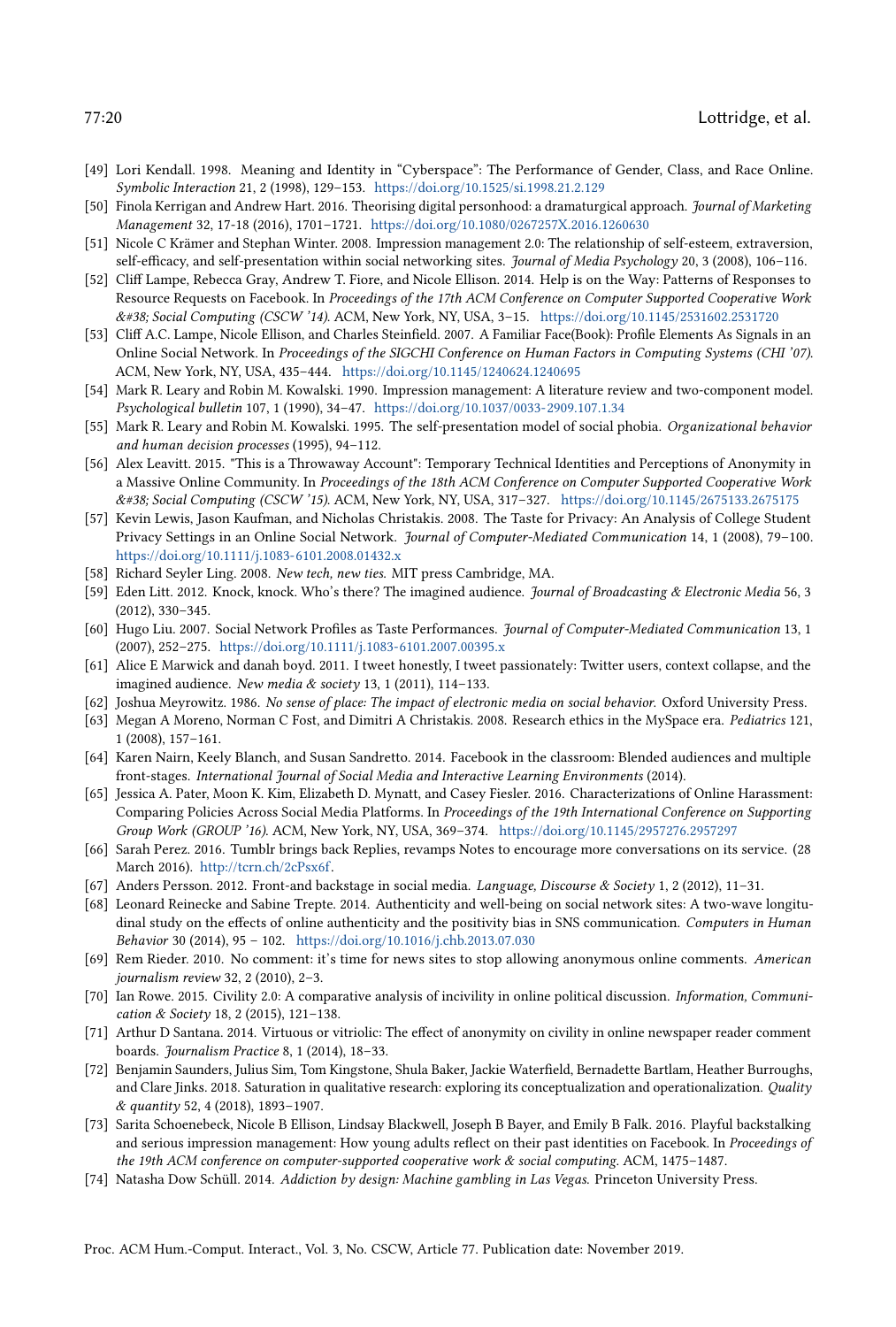[49] Lori Kendall. 1998. Meaning and Identity in "Cyberspace": The Performance of Gender, Class, and Race Online. *Symbolic Interaction* 21, 2 (1998), 129–153. https://doi.org/10.1525/si.1998.21.2.129

[50] Finola Kerrigan and Andrew Hart. 2016. Theorising digital personhood: a dramaturgical approach. *Journal of Marketing Management* 32, 17-18 (2016), 1701–1721. https://doi.org/10.1080/0267257X.2016.1260630

[51] Nicole C Krämer and Stephan Winter. 2008. Impression management 2.0: The relationship of self-esteem, extraversion, self-efficacy, and self-presentation within social networking sites. *Journal of Media Psychology* 20, 3 (2008), 106–116.

[52] Cliff Lampe, Rebecca Gray, Andrew T. Fiore, and Nicole Ellison. 2014. Help is on the Way: Patterns of Responses to Resource Requests on Facebook. In *Proceedings of the 17th ACM Conference on Computer Supported Cooperative Work &#38; Social Computing (CSCW '14)*. ACM, New York, NY, USA, 3–15. https://doi.org/10.1145/2531602.2531720

[53] Cliff A.C. Lampe, Nicole Ellison, and Charles Steinfield. 2007. A Familiar Face(Book): Profile Elements As Signals in an Online Social Network. In *Proceedings of the SIGCHI Conference on Human Factors in Computing Systems (CHI '07)*. ACM, New York, NY, USA, 435–444. https://doi.org/10.1145/1240624.1240695

[54] Mark R. Leary and Robin M. Kowalski. 1990. Impression management: A literature review and two-component model. *Psychological bulletin* 107, 1 (1990), 34–47. https://doi.org/10.1037/0033-2909.107.1.34

[55] Mark R. Leary and Robin M. Kowalski. 1995. The self-presentation model of social phobia. *Organizational behavior and human decision processes* (1995), 94–112.

[56] Alex Leavitt. 2015. "This is a Throwaway Account": Temporary Technical Identities and Perceptions of Anonymity in a Massive Online Community. In *Proceedings of the 18th ACM Conference on Computer Supported Cooperative Work &#38; Social Computing (CSCW '15)*. ACM, New York, NY, USA, 317–327. https://doi.org/10.1145/2675133.2675175

[57] Kevin Lewis, Jason Kaufman, and Nicholas Christakis. 2008. The Taste for Privacy: An Analysis of College Student Privacy Settings in an Online Social Network. *Journal of Computer-Mediated Communication* 14, 1 (2008), 79–100. https://doi.org/10.1111/j.1083-6101.2008.01432.x

[58] Richard Seyler Ling. 2008. *New tech, new ties*. MIT press Cambridge, MA.

[59] Eden Litt. 2012. Knock, knock. Who's there? The imagined audience. *Journal of Broadcasting & Electronic Media* 56, 3 (2012), 330–345.

[60] Hugo Liu. 2007. Social Network Profiles as Taste Performances. *Journal of Computer-Mediated Communication* 13, 1 (2007), 252–275. https://doi.org/10.1111/j.1083-6101.2007.00395.x

[61] Alice E Marwick and danah boyd. 2011. I tweet honestly, I tweet passionately: Twitter users, context collapse, and the imagined audience. *New media & society* 13, 1 (2011), 114–133.

[62] Joshua Meyrowitz. 1986. *No sense of place: The impact of electronic media on social behavior.* Oxford University Press.

[63] Megan A Moreno, Norman C Fost, and Dimitri A Christakis. 2008. Research ethics in the MySpace era. *Pediatrics* 121, 1 (2008), 157–161.

[64] Karen Nairn, Keely Blanch, and Susan Sandretto. 2014. Facebook in the classroom: Blended audiences and multiple front-stages. *International Journal of Social Media and Interactive Learning Environments* (2014).

[65] Jessica A. Pater, Moon K. Kim, Elizabeth D. Mynatt, and Casey Fiesler. 2016. Characterizations of Online Harassment: Comparing Policies Across Social Media Platforms. In *Proceedings of the 19th International Conference on Supporting Group Work (GROUP '16)*. ACM, New York, NY, USA, 369–374. https://doi.org/10.1145/2957276.2957297

[66] Sarah Perez. 2016. Tumblr brings back Replies, revamps Notes to encourage more conversations on its service. (28 March 2016). http://tcrn.ch/2cPsx6f.

[67] Anders Persson. 2012. Front-and backstage in social media. *Language, Discourse & Society* 1, 2 (2012), 11–31.

[68] Leonard Reinecke and Sabine Trepte. 2014. Authenticity and well-being on social network sites: A two-wave longitudinal study on the effects of online authenticity and the positivity bias in SNS communication. *Computers in Human Behavior* 30 (2014), 95 – 102. https://doi.org/10.1016/j.chb.2013.07.030

[69] Rem Rieder. 2010. No comment: it's time for news sites to stop allowing anonymous online comments. *American journalism review* 32, 2 (2010), 2–3.

[70] Ian Rowe. 2015. Civility 2.0: A comparative analysis of incivility in online political discussion. *Information, Communication & Society* 18, 2 (2015), 121–138.

[71] Arthur D Santana. 2014. Virtuous or vitriolic: The effect of anonymity on civility in online newspaper reader comment boards. *Journalism Practice* 8, 1 (2014), 18–33.

[72] Benjamin Saunders, Julius Sim, Tom Kingstone, Shula Baker, Jackie Waterfield, Bernadette Bartlam, Heather Burroughs, and Clare Jinks. 2018. Saturation in qualitative research: exploring its conceptualization and operationalization. *Quality & quantity* 52, 4 (2018), 1893–1907.

[73] Sarita Schoenebeck, Nicole B Ellison, Lindsay Blackwell, Joseph B Bayer, and Emily B Falk. 2016. Playful backstalking and serious impression management: How young adults reflect on their past identities on Facebook. In *Proceedings of the 19th ACM conference on computer-supported cooperative work & social computing*. ACM, 1475–1487.

[74] Natasha Dow Schüll. 2014. *Addiction by design: Machine gambling in Las Vegas*. Princeton University Press.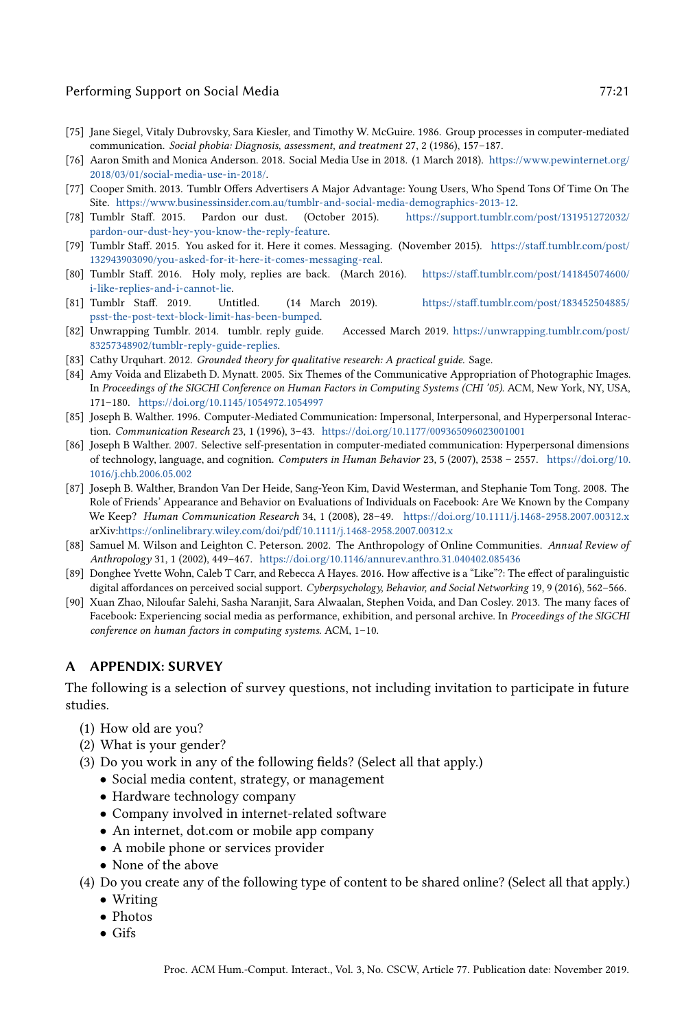[75] Jane Siegel, Vitaly Dubrovsky, Sara Kiesler, and Timothy W. McGuire. 1986. Group processes in computer-mediated communication. *Social phobia: Diagnosis, assessment, and treatment* 27, 2 (1986), 157–187.

[76] Aaron Smith and Monica Anderson. 2018. Social Media Use in 2018. (1 March 2018). https://www.pewinternet.org/2018/03/01/social-media-use-in-2018/.

[77] Cooper Smith. 2013. Tumblr Offers Advertisers A Major Advantage: Young Users, Who Spend Tons Of Time On The Site. https://www.businessinsider.com.au/tumblr-and-social-media-demographics-2013-12.

[78] Tumblr Staff. 2015. Pardon our dust. (October 2015). https://support.tumblr.com/post/131951272032/pardon-our-dust-hey-you-know-the-reply-feature.

[79] Tumblr Staff. 2015. You asked for it. Here it comes. Messaging. (November 2015). https://staff.tumblr.com/post/132943903090/you-asked-for-it-here-it-comes-messaging-real.

[80] Tumblr Staff. 2016. Holy moly, replies are back. (March 2016). https://staff.tumblr.com/post/141845074600/i-like-replies-and-i-cannot-lie.

[81] Tumblr Staff. 2019. Untitled. (14 March 2019). https://staff.tumblr.com/post/183452504885/psst-the-post-text-block-limit-has-been-bumped.

[82] Unwrapping Tumblr. 2014. tumblr. reply guide. Accessed March 2019. https://unwrapping.tumblr.com/post/83257348902/tumblr-reply-guide-replies.

[83] Cathy Urquhart. 2012. *Grounded theory for qualitative research: A practical guide.* Sage.

[84] Amy Voida and Elizabeth D. Mynatt. 2005. Six Themes of the Communicative Appropriation of Photographic Images. In *Proceedings of the SIGCHI Conference on Human Factors in Computing Systems (CHI '05)*. ACM, New York, NY, USA, 171–180. https://doi.org/10.1145/1054972.1054997

[85] Joseph B. Walther. 1996. Computer-Mediated Communication: Impersonal, Interpersonal, and Hyperpersonal Interaction. *Communication Research* 23, 1 (1996), 3–43. https://doi.org/10.1177/009365096023001001

[86] Joseph B Walther. 2007. Selective self-presentation in computer-mediated communication: Hyperpersonal dimensions of technology, language, and cognition. *Computers in Human Behavior* 23, 5 (2007), 2538 – 2557. https://doi.org/10.1016/j.chb.2006.05.002

[87] Joseph B. Walther, Brandon Van Der Heide, Sang-Yeon Kim, David Westerman, and Stephanie Tom Tong. 2008. The Role of Friends' Appearance and Behavior on Evaluations of Individuals on Facebook: Are We Known by the Company We Keep? *Human Communication Research* 34, 1 (2008), 28–49. https://doi.org/10.1111/j.1468-2958.2007.00312.x arXiv:https://onlinelibrary.wiley.com/doi/pdf/10.1111/j.1468-2958.2007.00312.x

[88] Samuel M. Wilson and Leighton C. Peterson. 2002. The Anthropology of Online Communities. *Annual Review of Anthropology* 31, 1 (2002), 449–467. https://doi.org/10.1146/annurev.anthro.31.040402.085436

[89] Donghee Yvette Wohn, Caleb T Carr, and Rebecca A Hayes. 2016. How affective is a "Like"?: The effect of paralinguistic digital affordances on perceived social support. *Cyberpsychology, Behavior, and Social Networking* 19, 9 (2016), 562–566.

[90] Xuan Zhao, Niloufar Salehi, Sasha Naranjit, Sara Alwaalan, Stephen Voida, and Dan Cosley. 2013. The many faces of Facebook: Experiencing social media as performance, exhibition, and personal archive. In *Proceedings of the SIGCHI conference on human factors in computing systems*. ACM, 1–10.

## A APPENDIX: SURVEY

The following is a selection of survey questions, not including invitation to participate in future studies.

(1) How old are you?
(2) What is your gender?
(3) Do you work in any of the following fields? (Select all that apply.)
   - Social media content, strategy, or management
   - Hardware technology company
   - Company involved in internet-related software
   - An internet, dot.com or mobile app company
   - A mobile phone or services provider
   - None of the above
(4) Do you create any of the following type of content to be shared online? (Select all that apply.)
   - Writing
   - Photos
   - Gifs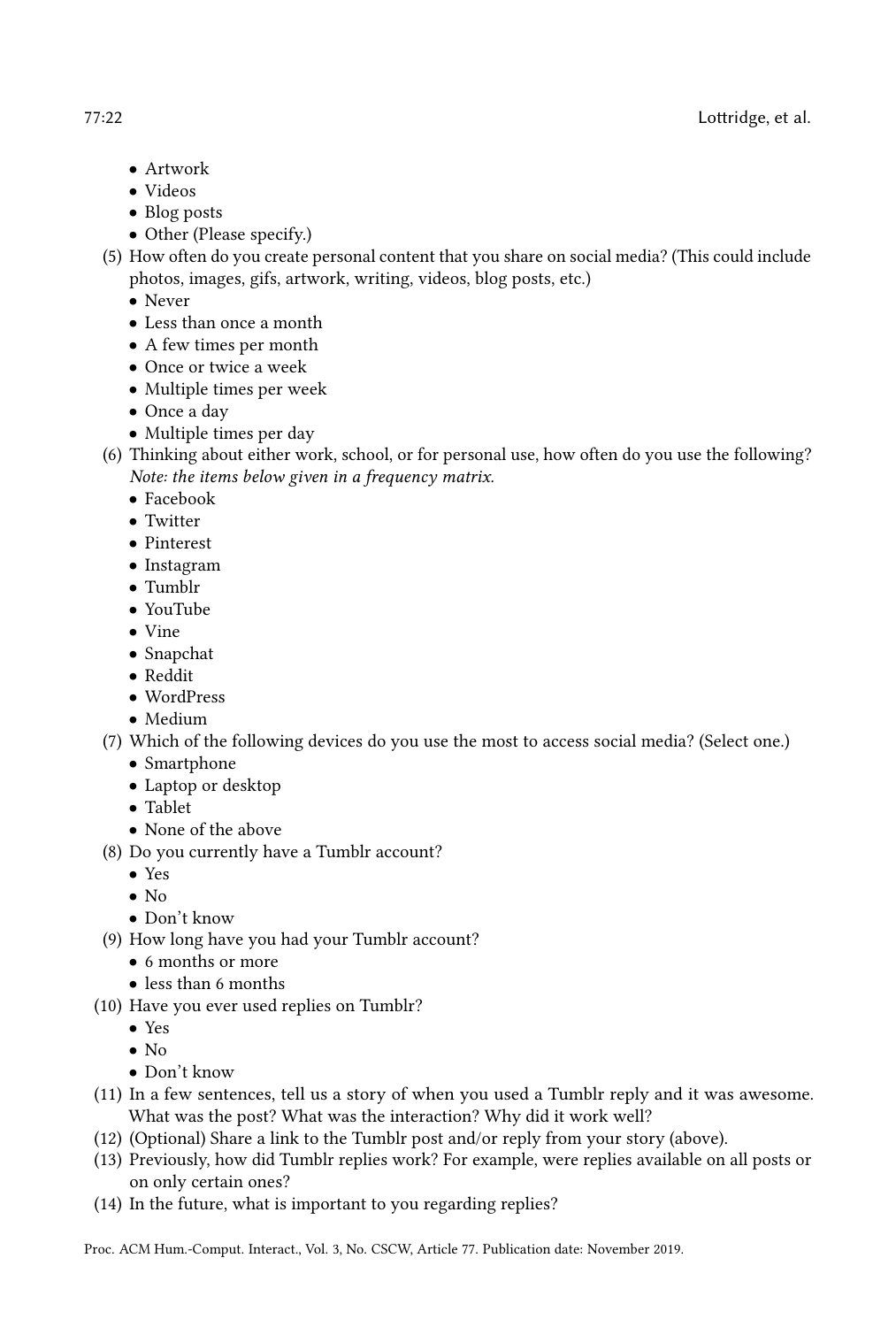- Artwork
- Videos
- Blog posts
- Other (Please specify.)

(5) How often do you create personal content that you share on social media? (This could include photos, images, gifs, artwork, writing, videos, blog posts, etc.)
- Never
- Less than once a month
- A few times per month
- Once or twice a week
- Multiple times per week
- Once a day
- Multiple times per day

(6) Thinking about either work, school, or for personal use, how often do you use the following? *Note: the items below given in a frequency matrix.*
- Facebook
- Twitter
- Pinterest
- Instagram
- Tumblr
- YouTube
- Vine
- Snapchat
- Reddit
- WordPress
- Medium

(7) Which of the following devices do you use the most to access social media? (Select one.)
- Smartphone
- Laptop or desktop
- Tablet
- None of the above

(8) Do you currently have a Tumblr account?
- Yes
- No
- Don't know

(9) How long have you had your Tumblr account?
- 6 months or more
- less than 6 months

(10) Have you ever used replies on Tumblr?
- Yes
- No
- Don't know

(11) In a few sentences, tell us a story of when you used a Tumblr reply and it was awesome. What was the post? What was the interaction? Why did it work well?

(12) (Optional) Share a link to the Tumblr post and/or reply from your story (above).

(13) Previously, how did Tumblr replies work? For example, were replies available on all posts or on only certain ones?

(14) In the future, what is important to you regarding replies?